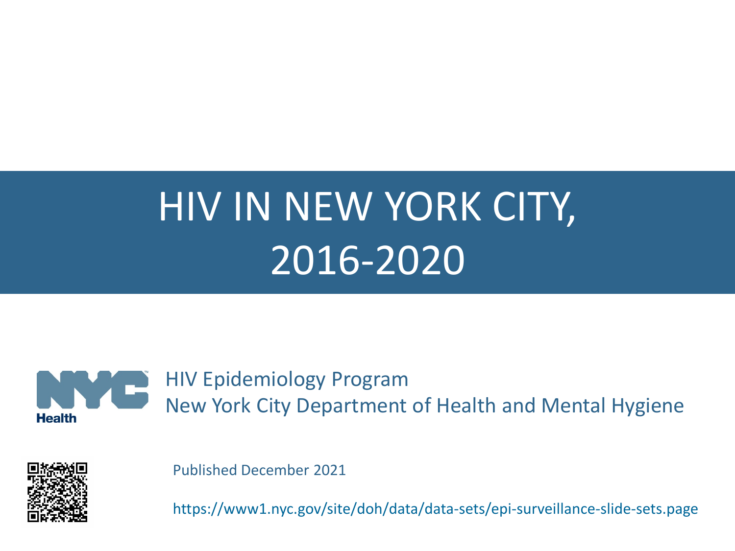# HIV IN NEW YORK CITY, 2016-2020

HIV Epidemiology Program
New York City Department of Health and Mental Hygiene

Published December 2021

https://www1.nyc.gov/site/doh/data/data-sets/epi-surveillance-slide-sets.page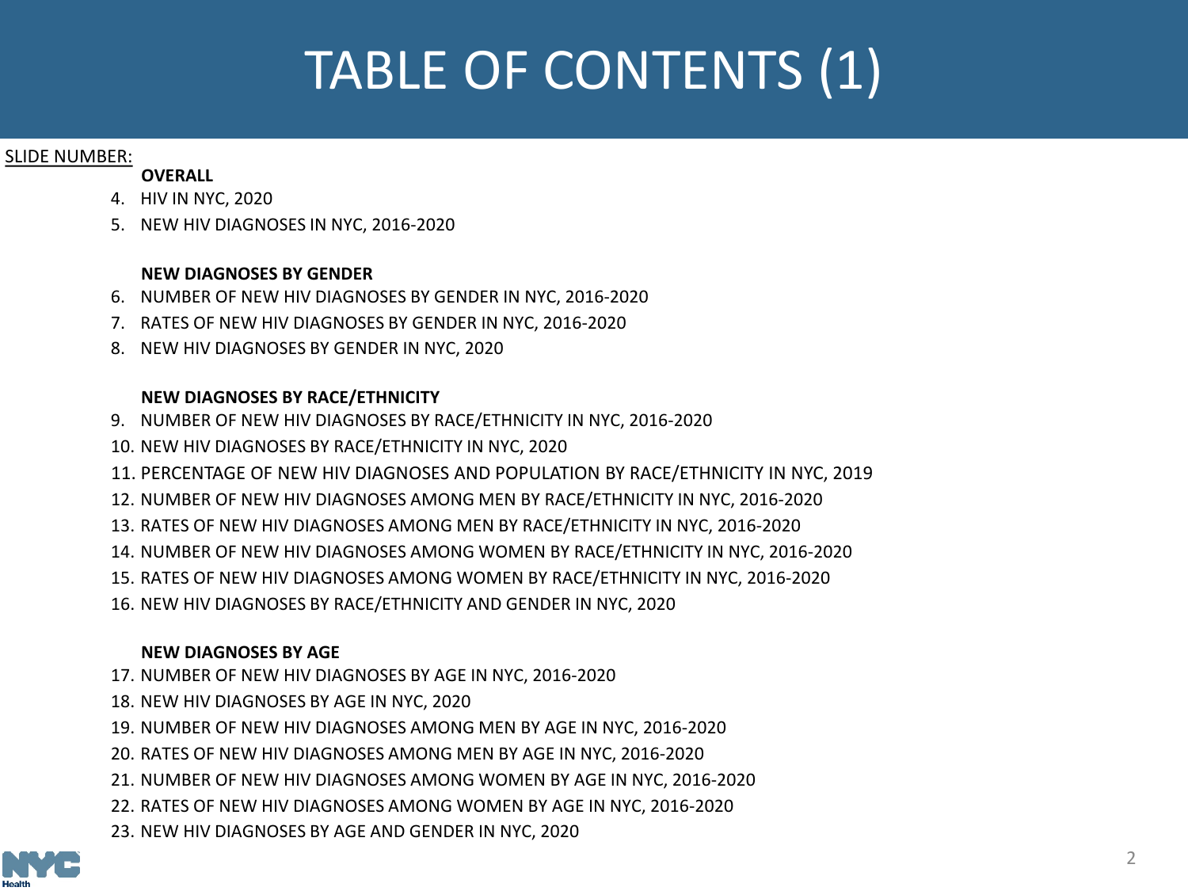# TABLE OF CONTENTS (1)

SLIDE NUMBER:

**OVERALL**

4. HIV IN NYC, 2020
5. NEW HIV DIAGNOSES IN NYC, 2016-2020

**NEW DIAGNOSES BY GENDER**

6. NUMBER OF NEW HIV DIAGNOSES BY GENDER IN NYC, 2016-2020
7. RATES OF NEW HIV DIAGNOSES BY GENDER IN NYC, 2016-2020
8. NEW HIV DIAGNOSES BY GENDER IN NYC, 2020

**NEW DIAGNOSES BY RACE/ETHNICITY**

9. NUMBER OF NEW HIV DIAGNOSES BY RACE/ETHNICITY IN NYC, 2016-2020
10. NEW HIV DIAGNOSES BY RACE/ETHNICITY IN NYC, 2020
11. PERCENTAGE OF NEW HIV DIAGNOSES AND POPULATION BY RACE/ETHNICITY IN NYC, 2019
12. NUMBER OF NEW HIV DIAGNOSES AMONG MEN BY RACE/ETHNICITY IN NYC, 2016-2020
13. RATES OF NEW HIV DIAGNOSES AMONG MEN BY RACE/ETHNICITY IN NYC, 2016-2020
14. NUMBER OF NEW HIV DIAGNOSES AMONG WOMEN BY RACE/ETHNICITY IN NYC, 2016-2020
15. RATES OF NEW HIV DIAGNOSES AMONG WOMEN BY RACE/ETHNICITY IN NYC, 2016-2020
16. NEW HIV DIAGNOSES BY RACE/ETHNICITY AND GENDER IN NYC, 2020

**NEW DIAGNOSES BY AGE**

17. NUMBER OF NEW HIV DIAGNOSES BY AGE IN NYC, 2016-2020
18. NEW HIV DIAGNOSES BY AGE IN NYC, 2020
19. NUMBER OF NEW HIV DIAGNOSES AMONG MEN BY AGE IN NYC, 2016-2020
20. RATES OF NEW HIV DIAGNOSES AMONG MEN BY AGE IN NYC, 2016-2020
21. NUMBER OF NEW HIV DIAGNOSES AMONG WOMEN BY AGE IN NYC, 2016-2020
22. RATES OF NEW HIV DIAGNOSES AMONG WOMEN BY AGE IN NYC, 2016-2020
23. NEW HIV DIAGNOSES BY AGE AND GENDER IN NYC, 2020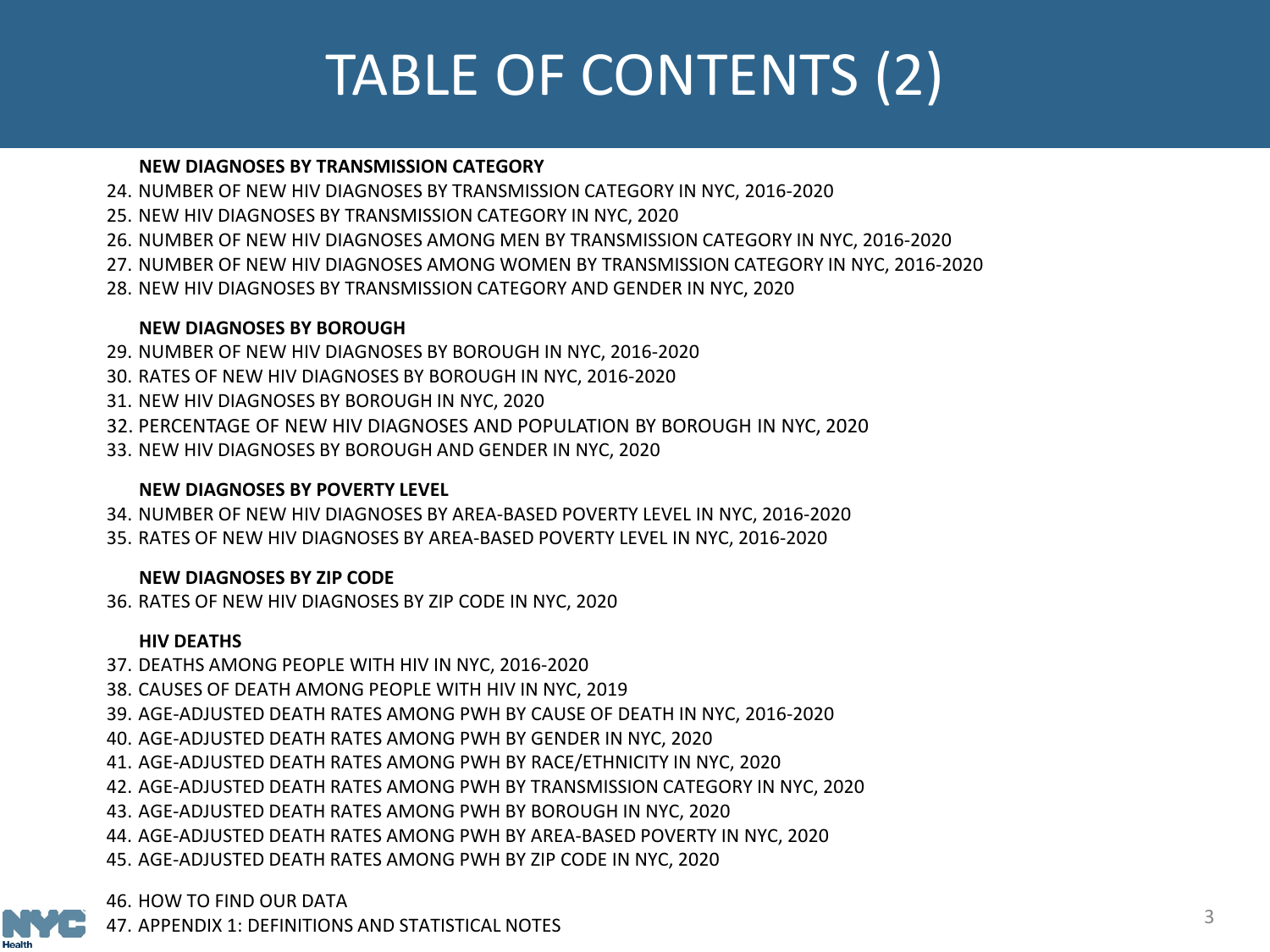# TABLE OF CONTENTS (2)

**NEW DIAGNOSES BY TRANSMISSION CATEGORY**

24. NUMBER OF NEW HIV DIAGNOSES BY TRANSMISSION CATEGORY IN NYC, 2016-2020
25. NEW HIV DIAGNOSES BY TRANSMISSION CATEGORY IN NYC, 2020
26. NUMBER OF NEW HIV DIAGNOSES AMONG MEN BY TRANSMISSION CATEGORY IN NYC, 2016-2020
27. NUMBER OF NEW HIV DIAGNOSES AMONG WOMEN BY TRANSMISSION CATEGORY IN NYC, 2016-2020
28. NEW HIV DIAGNOSES BY TRANSMISSION CATEGORY AND GENDER IN NYC, 2020

**NEW DIAGNOSES BY BOROUGH**

29. NUMBER OF NEW HIV DIAGNOSES BY BOROUGH IN NYC, 2016-2020
30. RATES OF NEW HIV DIAGNOSES BY BOROUGH IN NYC, 2016-2020
31. NEW HIV DIAGNOSES BY BOROUGH IN NYC, 2020
32. PERCENTAGE OF NEW HIV DIAGNOSES AND POPULATION BY BOROUGH IN NYC, 2020
33. NEW HIV DIAGNOSES BY BOROUGH AND GENDER IN NYC, 2020

**NEW DIAGNOSES BY POVERTY LEVEL**

34. NUMBER OF NEW HIV DIAGNOSES BY AREA-BASED POVERTY LEVEL IN NYC, 2016-2020
35. RATES OF NEW HIV DIAGNOSES BY AREA-BASED POVERTY LEVEL IN NYC, 2016-2020

**NEW DIAGNOSES BY ZIP CODE**

36. RATES OF NEW HIV DIAGNOSES BY ZIP CODE IN NYC, 2020

**HIV DEATHS**

37. DEATHS AMONG PEOPLE WITH HIV IN NYC, 2016-2020
38. CAUSES OF DEATH AMONG PEOPLE WITH HIV IN NYC, 2019
39. AGE-ADJUSTED DEATH RATES AMONG PWH BY CAUSE OF DEATH IN NYC, 2016-2020
40. AGE-ADJUSTED DEATH RATES AMONG PWH BY GENDER IN NYC, 2020
41. AGE-ADJUSTED DEATH RATES AMONG PWH BY RACE/ETHNICITY IN NYC, 2020
42. AGE-ADJUSTED DEATH RATES AMONG PWH BY TRANSMISSION CATEGORY IN NYC, 2020
43. AGE-ADJUSTED DEATH RATES AMONG PWH BY BOROUGH IN NYC, 2020
44. AGE-ADJUSTED DEATH RATES AMONG PWH BY AREA-BASED POVERTY IN NYC, 2020
45. AGE-ADJUSTED DEATH RATES AMONG PWH BY ZIP CODE IN NYC, 2020

46. HOW TO FIND OUR DATA
47. APPENDIX 1: DEFINITIONS AND STATISTICAL NOTES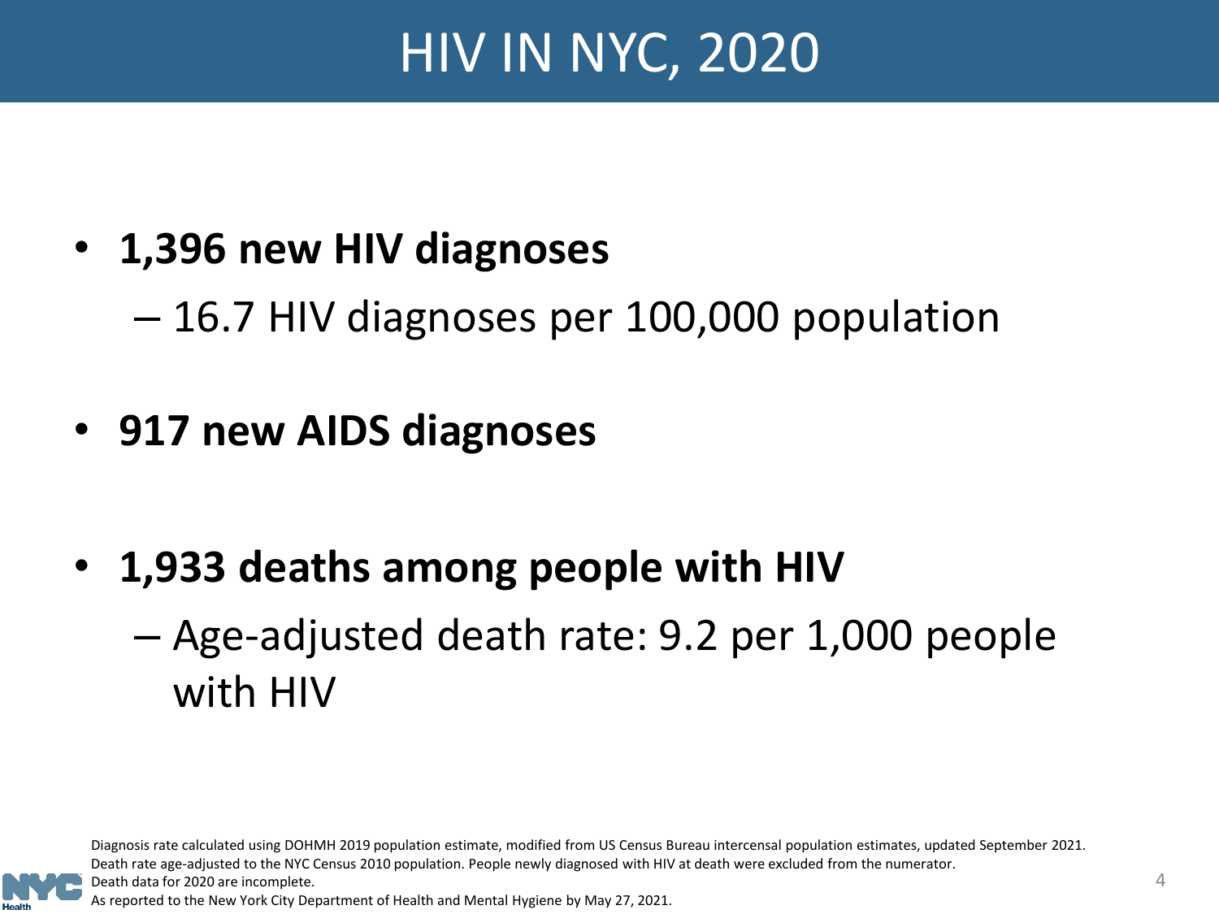# HIV IN NYC, 2020

- **1,396 new HIV diagnoses**
  - 16.7 HIV diagnoses per 100,000 population
- **917 new AIDS diagnoses**
- **1,933 deaths among people with HIV**
  - Age-adjusted death rate: 9.2 per 1,000 people with HIV

Diagnosis rate calculated using DOHMH 2019 population estimate, modified from US Census Bureau intercensal population estimates, updated September 2021.
Death rate age-adjusted to the NYC Census 2010 population. People newly diagnosed with HIV at death were excluded from the numerator.
Death data for 2020 are incomplete.
As reported to the New York City Department of Health and Mental Hygiene by May 27, 2021.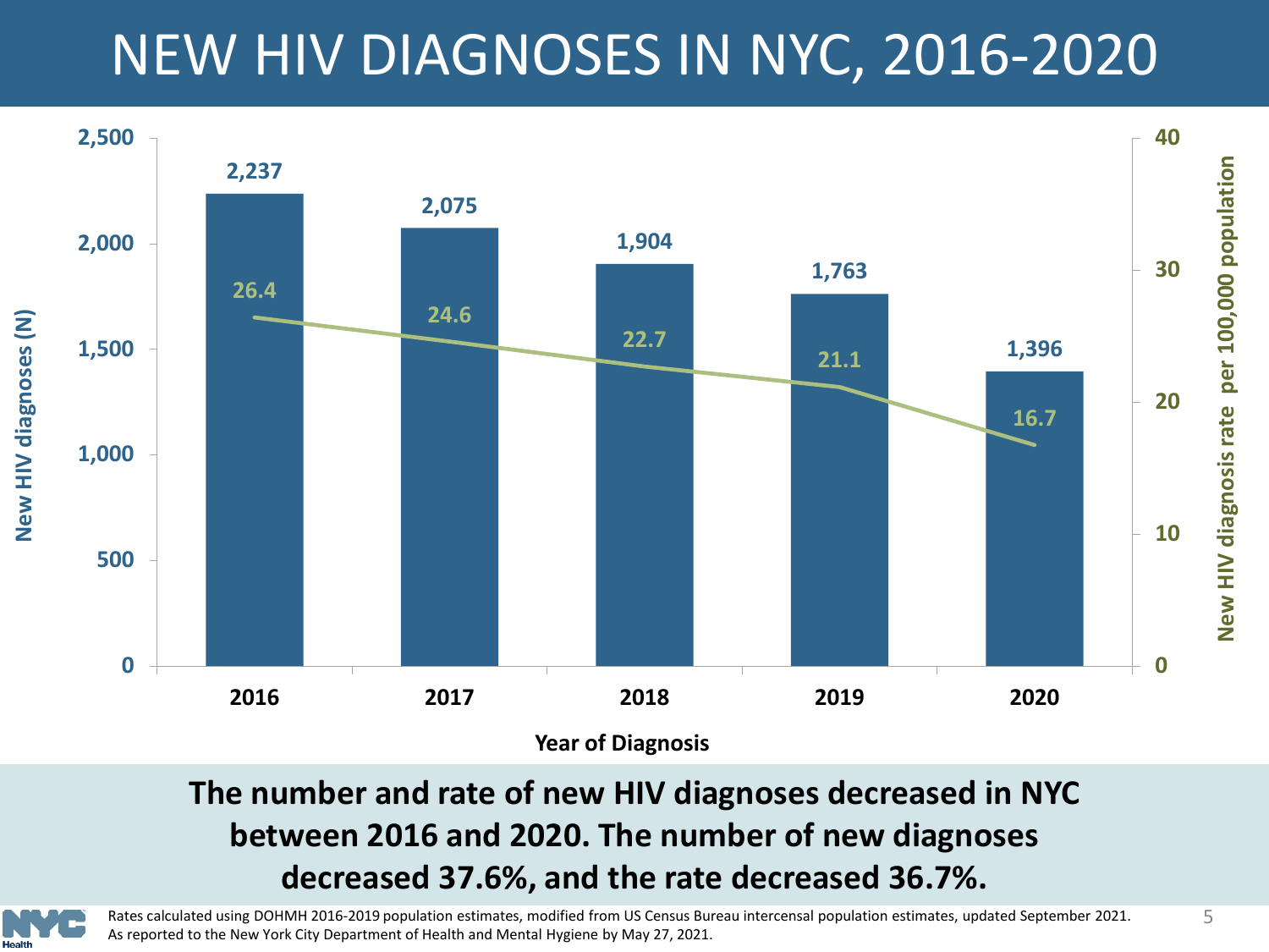# NEW HIV DIAGNOSES IN NYC, 2016-2020

| Year of Diagnosis | New HIV diagnoses (N) | New HIV diagnosis rate per 100,000 population |
|---|---|---|
| 2016 | 2,237 | 26.4 |
| 2017 | 2,075 | 24.6 |
| 2018 | 1,904 | 22.7 |
| 2019 | 1,763 | 21.1 |
| 2020 | 1,396 | 16.7 |

**The number and rate of new HIV diagnoses decreased in NYC between 2016 and 2020. The number of new diagnoses decreased 37.6%, and the rate decreased 36.7%.**

Rates calculated using DOHMH 2016-2019 population estimates, modified from US Census Bureau intercensal population estimates, updated September 2021.
As reported to the New York City Department of Health and Mental Hygiene by May 27, 2021.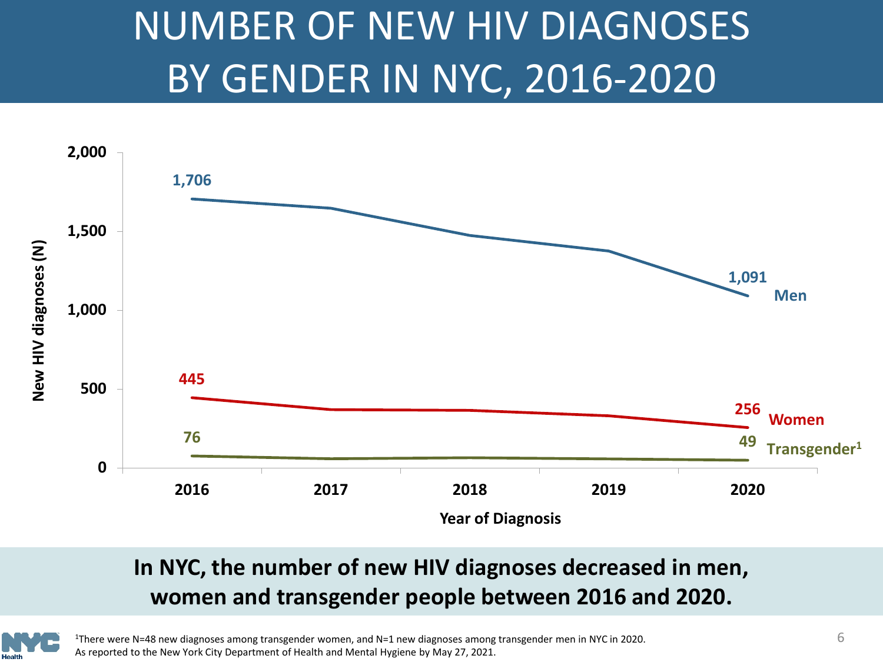# NUMBER OF NEW HIV DIAGNOSES BY GENDER IN NYC, 2016-2020

New HIV diagnoses (N)

| Year of Diagnosis | Men | Women | Transgender[1] |
|---|---|---|---|
| 2016 | 1,706 | 445 | 76 |
| 2020 | 1,091 | 256 | 49 |

**In NYC, the number of new HIV diagnoses decreased in men, women and transgender people between 2016 and 2020.**

[1]There were N=48 new diagnoses among transgender women, and N=1 new diagnoses among transgender men in NYC in 2020.
As reported to the New York City Department of Health and Mental Hygiene by May 27, 2021.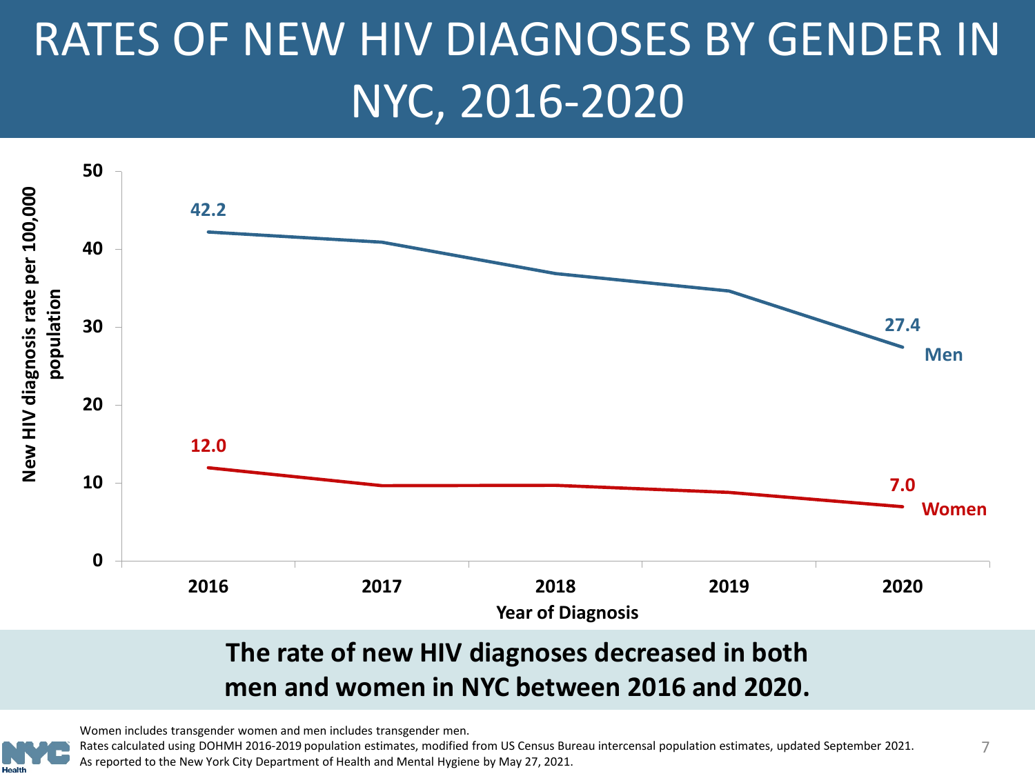# RATES OF NEW HIV DIAGNOSES BY GENDER IN NYC, 2016-2020

New HIV diagnosis rate per 100,000 population

| Year of Diagnosis | 2016 | 2017 | 2018 | 2019 | 2020 |
|---|---|---|---|---|---|
| Men | 42.2 | | | | 27.4 |
| Women | 12.0 | | | | 7.0 |

**The rate of new HIV diagnoses decreased in both men and women in NYC between 2016 and 2020.**

Women includes transgender women and men includes transgender men.
Rates calculated using DOHMH 2016-2019 population estimates, modified from US Census Bureau intercensal population estimates, updated September 2021.
As reported to the New York City Department of Health and Mental Hygiene by May 27, 2021.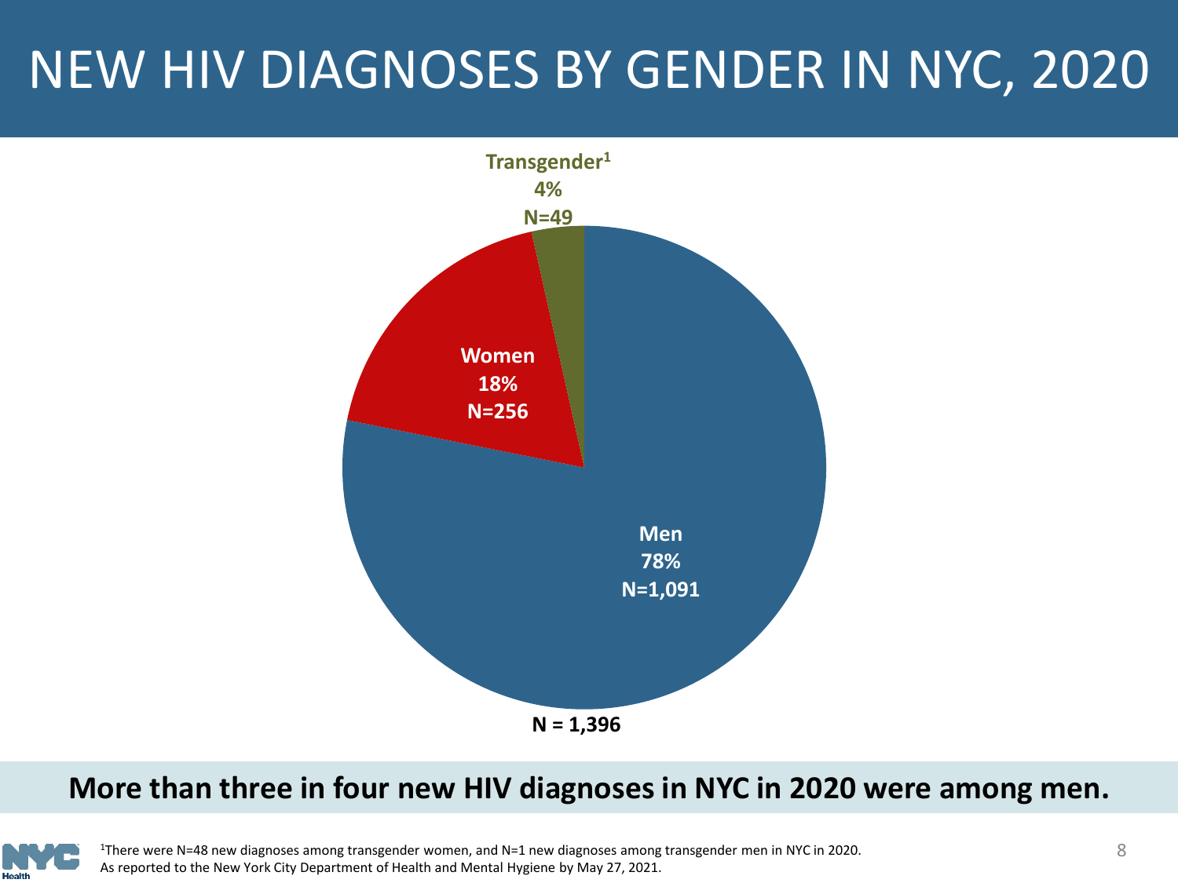# NEW HIV DIAGNOSES BY GENDER IN NYC, 2020

Transgender[1]
4%
N=49

Women
18%
N=256

Men
78%
N=1,091

N = 1,396

**More than three in four new HIV diagnoses in NYC in 2020 were among men.**

[1]There were N=48 new diagnoses among transgender women, and N=1 new diagnoses among transgender men in NYC in 2020.
As reported to the New York City Department of Health and Mental Hygiene by May 27, 2021.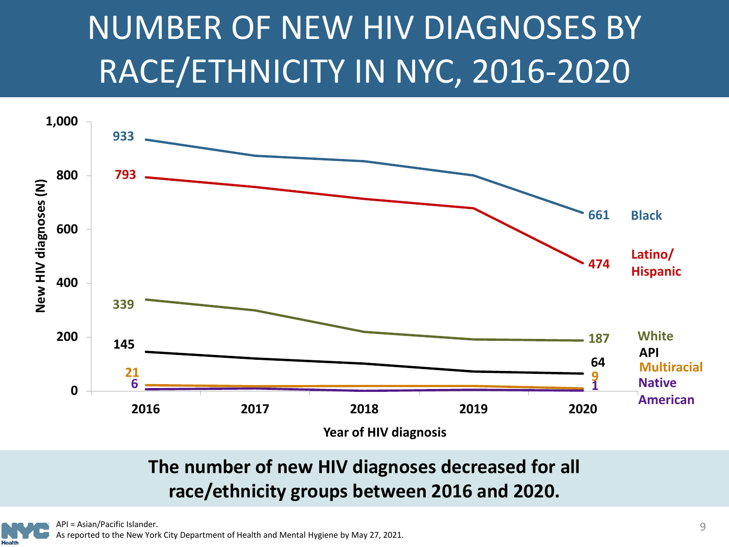# NUMBER OF NEW HIV DIAGNOSES BY RACE/ETHNICITY IN NYC, 2016-2020

New HIV diagnoses (N)

| Race/Ethnicity | 2016 | 2020 |
|---|---|---|
| Black | 933 | 661 |
| Latino/Hispanic | 793 | 474 |
| White | 339 | 187 |
| API | 145 | 64 |
| Multiracial | 21 | 9 |
| Native American | 6 | 1 |

Year of HIV diagnosis

**The number of new HIV diagnoses decreased for all race/ethnicity groups between 2016 and 2020.**

API = Asian/Pacific Islander.
As reported to the New York City Department of Health and Mental Hygiene by May 27, 2021.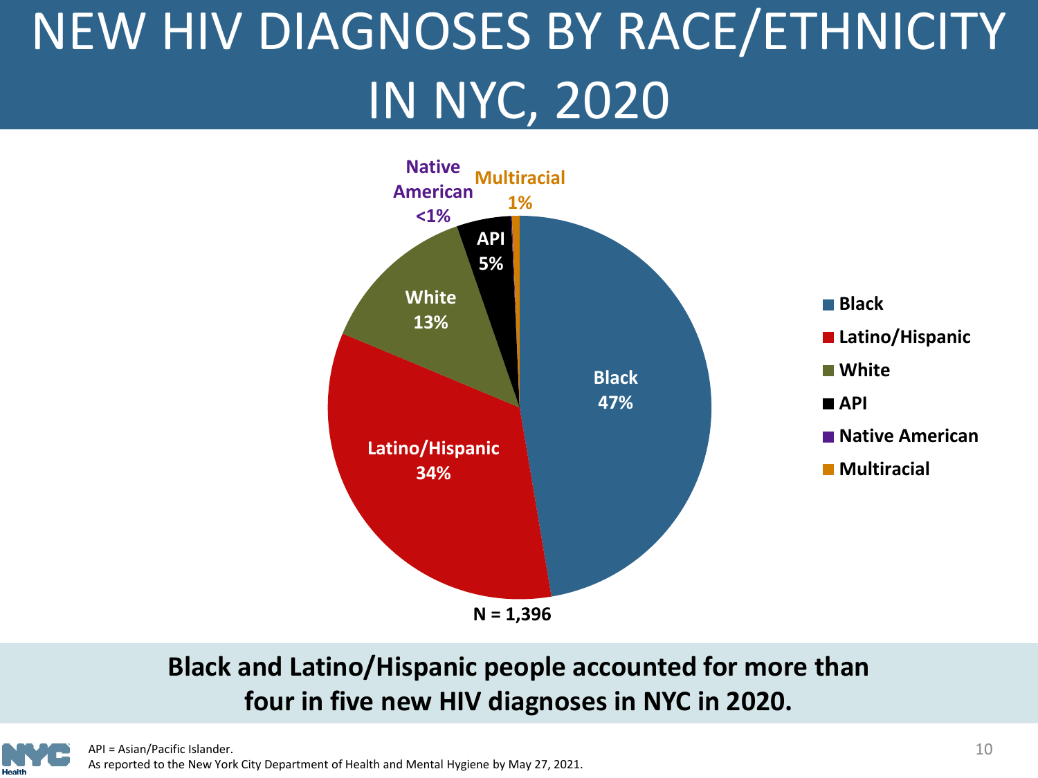# NEW HIV DIAGNOSES BY RACE/ETHNICITY IN NYC, 2020

| Race/Ethnicity | Percent |
| --- | --- |
| Black | 47% |
| Latino/Hispanic | 34% |
| White | 13% |
| API | 5% |
| Native American | <1% |
| Multiracial | 1% |

N = 1,396

**Black and Latino/Hispanic people accounted for more than four in five new HIV diagnoses in NYC in 2020.**

API = Asian/Pacific Islander.
As reported to the New York City Department of Health and Mental Hygiene by May 27, 2021.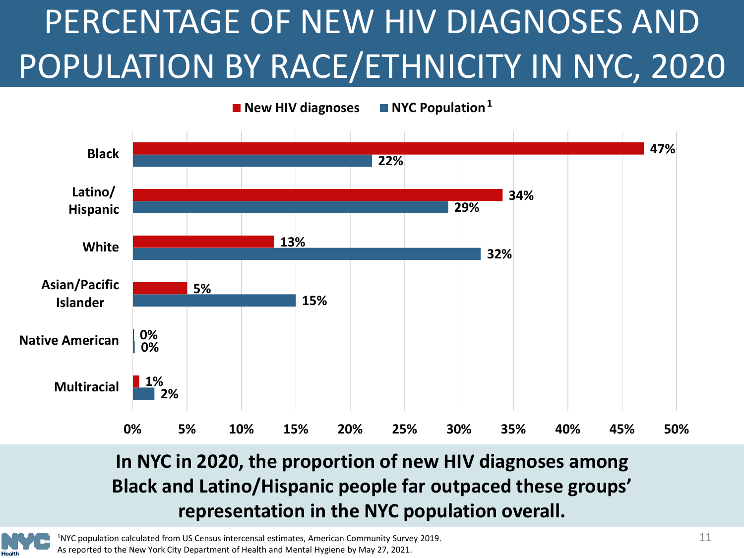# PERCENTAGE OF NEW HIV DIAGNOSES AND POPULATION BY RACE/ETHNICITY IN NYC, 2020

| Race/Ethnicity | New HIV diagnoses | NYC Population[1] |
|---|---|---|
| Black | 47% | 22% |
| Latino/Hispanic | 34% | 29% |
| White | 13% | 32% |
| Asian/Pacific Islander | 5% | 15% |
| Native American | 0% | 0% |
| Multiracial | 1% | 2% |

**In NYC in 2020, the proportion of new HIV diagnoses among Black and Latino/Hispanic people far outpaced these groups' representation in the NYC population overall.**

[1]NYC population calculated from US Census intercensal estimates, American Community Survey 2019.

As reported to the New York City Department of Health and Mental Hygiene by May 27, 2021.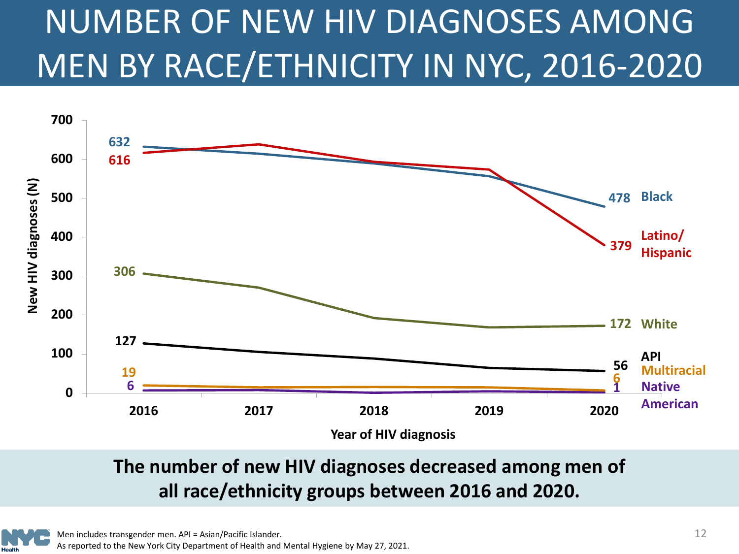# NUMBER OF NEW HIV DIAGNOSES AMONG MEN BY RACE/ETHNICITY IN NYC, 2016-2020

| Race/ethnicity | 2016 | 2020 |
|---|---|---|
| Black | 632 | 478 |
| Latino/Hispanic | 616 | 379 |
| White | 306 | 172 |
| API | 127 | 56 |
| Multiracial | 19 | 6 |
| Native American | 6 | 1 |

New HIV diagnoses (N)

Year of HIV diagnosis

**The number of new HIV diagnoses decreased among men of all race/ethnicity groups between 2016 and 2020.**

Men includes transgender men. API = Asian/Pacific Islander.
As reported to the New York City Department of Health and Mental Hygiene by May 27, 2021.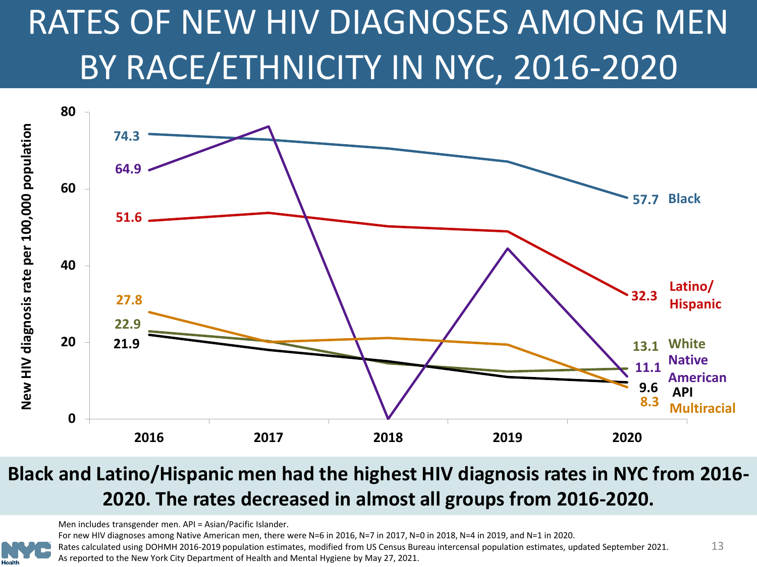# RATES OF NEW HIV DIAGNOSES AMONG MEN BY RACE/ETHNICITY IN NYC, 2016-2020

New HIV diagnosis rate per 100,000 population

| Race/Ethnicity | 2016 | 2020 |
|---|---|---|
| Black | 74.3 | 57.7 |
| Native American | 64.9 | 11.1 |
| Latino/Hispanic | 51.6 | 32.3 |
| Multiracial | 27.8 | 8.3 |
| White | 22.9 | 13.1 |
| API | 21.9 | 9.6 |

**Black and Latino/Hispanic men had the highest HIV diagnosis rates in NYC from 2016-2020. The rates decreased in almost all groups from 2016-2020.**

Men includes transgender men. API = Asian/Pacific Islander.

For new HIV diagnoses among Native American men, there were N=6 in 2016, N=7 in 2017, N=0 in 2018, N=4 in 2019, and N=1 in 2020.

Rates calculated using DOHMH 2016-2019 population estimates, modified from US Census Bureau intercensal population estimates, updated September 2021.

As reported to the New York City Department of Health and Mental Hygiene by May 27, 2021.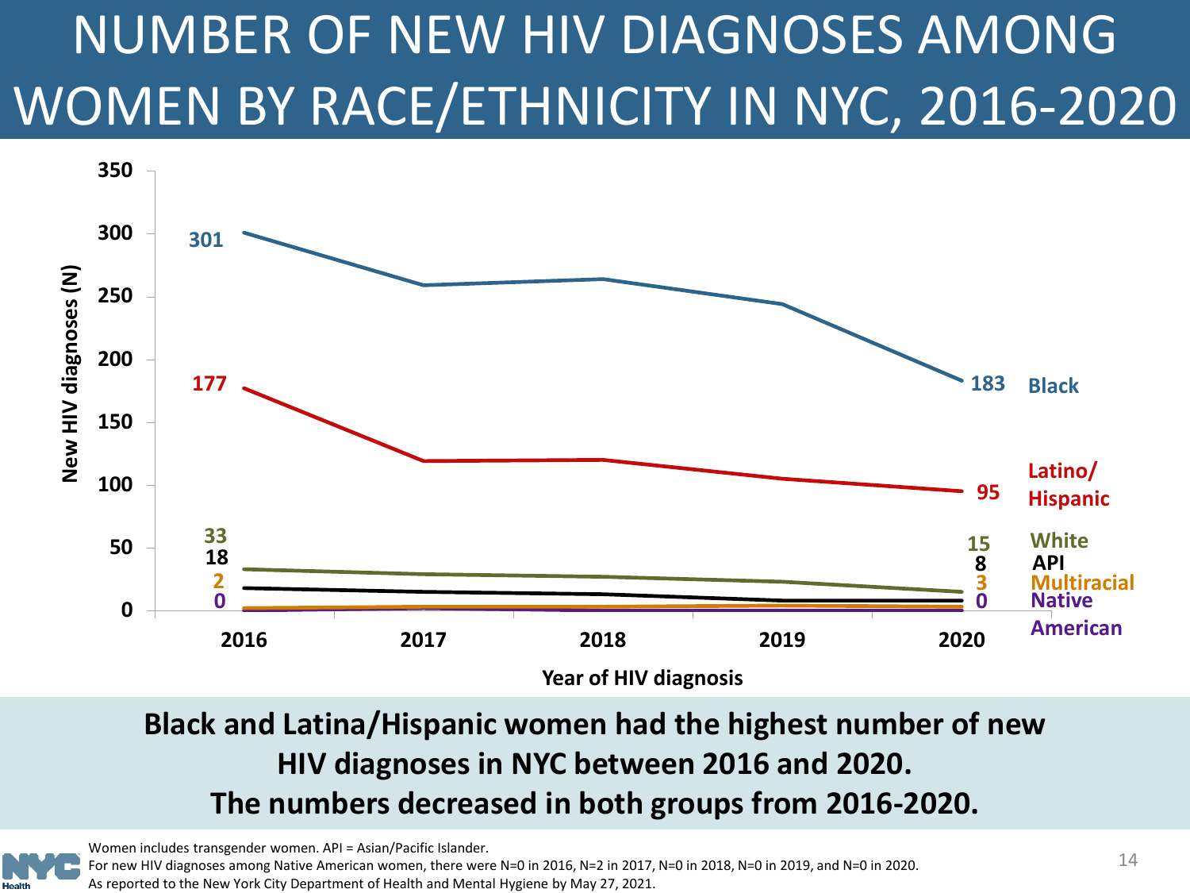# NUMBER OF NEW HIV DIAGNOSES AMONG WOMEN BY RACE/ETHNICITY IN NYC, 2016-2020

| Race/Ethnicity | 2016 | 2020 |
| --- | --- | --- |
| Black | 301 | 183 |
| Latino/Hispanic | 177 | 95 |
| White | 33 | 15 |
| API | 18 | 8 |
| Multiracial | 2 | 3 |
| Native American | 0 | 0 |

Year of HIV diagnosis

New HIV diagnoses (N)

**Black and Latina/Hispanic women had the highest number of new HIV diagnoses in NYC between 2016 and 2020. The numbers decreased in both groups from 2016-2020.**

Women includes transgender women. API = Asian/Pacific Islander.
For new HIV diagnoses among Native American women, there were N=0 in 2016, N=2 in 2017, N=0 in 2018, N=0 in 2019, and N=0 in 2020.
As reported to the New York City Department of Health and Mental Hygiene by May 27, 2021.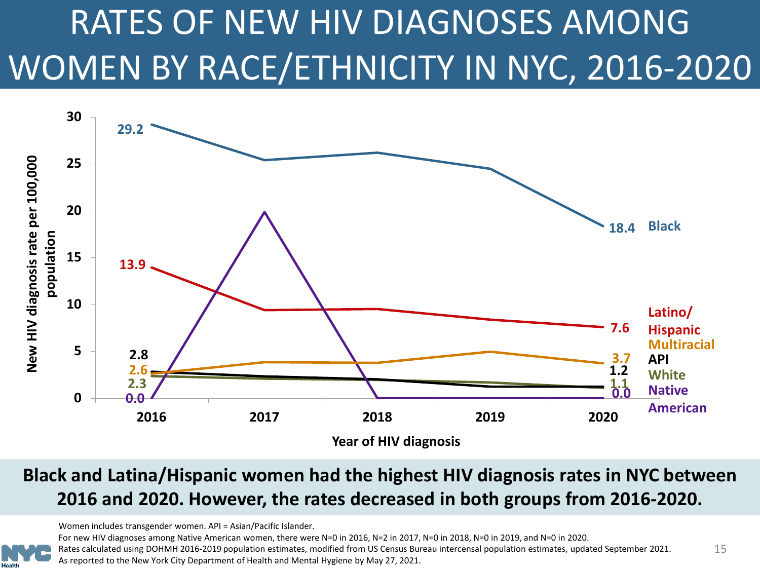# RATES OF NEW HIV DIAGNOSES AMONG WOMEN BY RACE/ETHNICITY IN NYC, 2016-2020

New HIV diagnosis rate per 100,000 population, by year of HIV diagnosis:

| Race/Ethnicity | 2016 | 2020 |
|---|---|---|
| Black | 29.2 | 18.4 |
| Latino/Hispanic | 13.9 | 7.6 |
| Multiracial | 2.6 | 3.7 |
| API | 2.8 | 1.2 |
| White | 2.3 | 1.1 |
| Native American | 0.0 | 0.0 |

**Black and Latina/Hispanic women had the highest HIV diagnosis rates in NYC between 2016 and 2020. However, the rates decreased in both groups from 2016-2020.**

Women includes transgender women. API = Asian/Pacific Islander.

For new HIV diagnoses among Native American women, there were N=0 in 2016, N=2 in 2017, N=0 in 2018, N=0 in 2019, and N=0 in 2020.

Rates calculated using DOHMH 2016-2019 population estimates, modified from US Census Bureau intercensal population estimates, updated September 2021.

As reported to the New York City Department of Health and Mental Hygiene by May 27, 2021.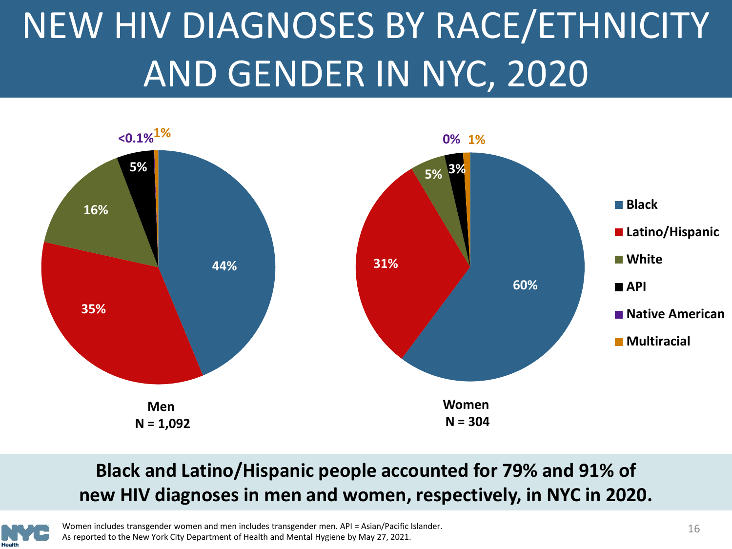# NEW HIV DIAGNOSES BY RACE/ETHNICITY AND GENDER IN NYC, 2020

| Race/Ethnicity | Men (N = 1,092) | Women (N = 304) |
|---|---|---|
| Black | 44% | 60% |
| Latino/Hispanic | 35% | 31% |
| White | 16% | 5% |
| API | 5% | 3% |
| Native American | <0.1% | 0% |
| Multiracial | 1% | 1% |

**Black and Latino/Hispanic people accounted for 79% and 91% of new HIV diagnoses in men and women, respectively, in NYC in 2020.**

Women includes transgender women and men includes transgender men. API = Asian/Pacific Islander.
As reported to the New York City Department of Health and Mental Hygiene by May 27, 2021.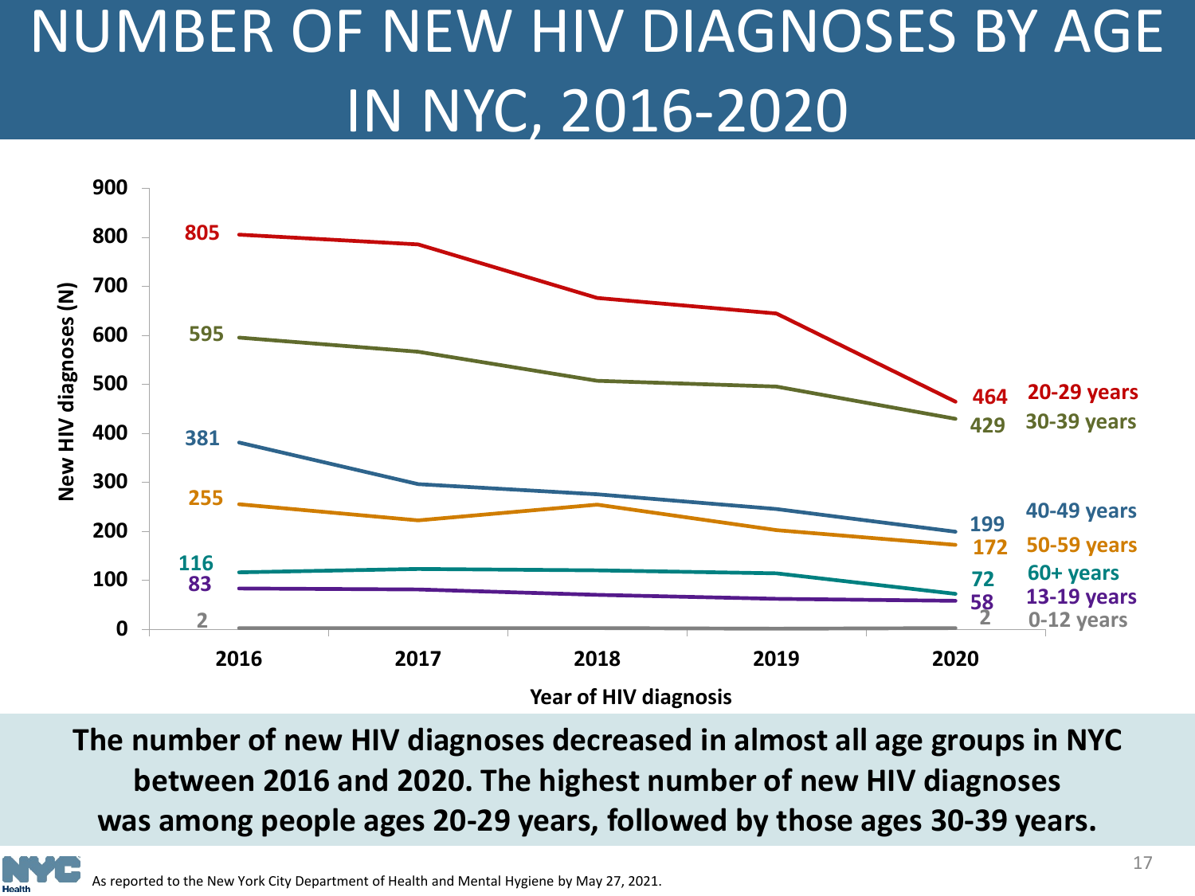# NUMBER OF NEW HIV DIAGNOSES BY AGE IN NYC, 2016-2020

| Age group | 2016 | 2020 |
| --- | --- | --- |
| 20-29 years | 805 | 464 |
| 30-39 years | 595 | 429 |
| 40-49 years | 381 | 199 |
| 50-59 years | 255 | 172 |
| 60+ years | 116 | 72 |
| 13-19 years | 83 | 58 |
| 0-12 years | 2 | 2 |

New HIV diagnoses (N)

Year of HIV diagnosis

**The number of new HIV diagnoses decreased in almost all age groups in NYC between 2016 and 2020. The highest number of new HIV diagnoses was among people ages 20-29 years, followed by those ages 30-39 years.**

As reported to the New York City Department of Health and Mental Hygiene by May 27, 2021.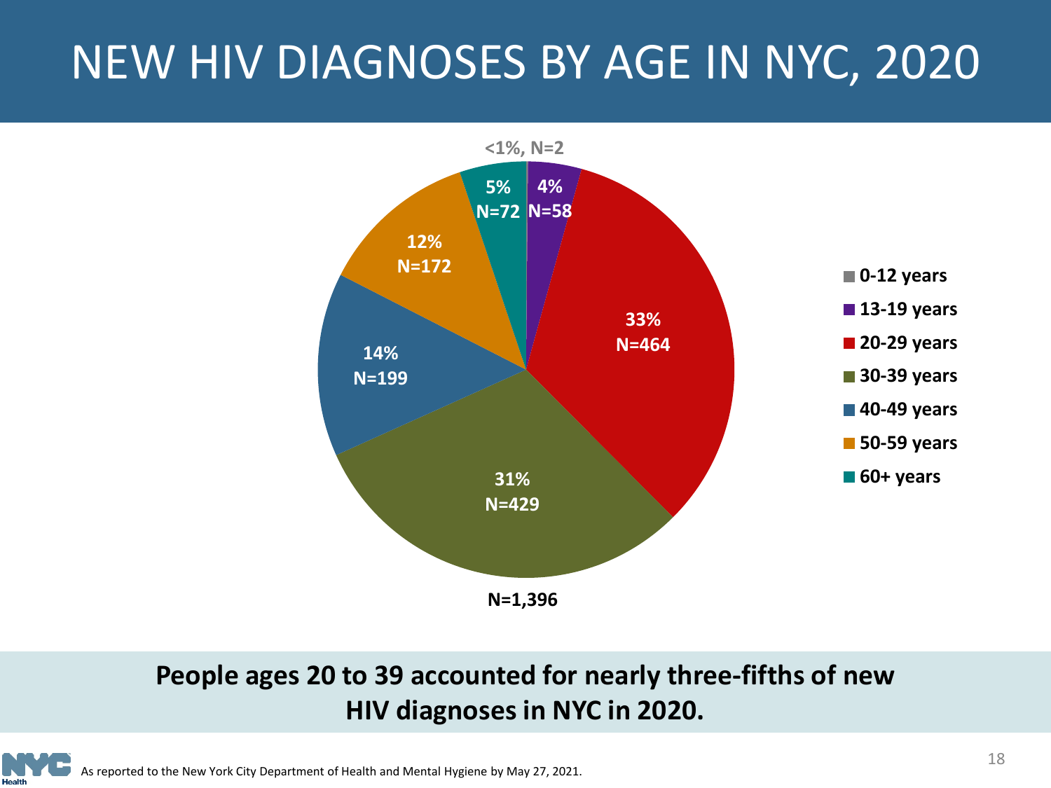# NEW HIV DIAGNOSES BY AGE IN NYC, 2020

| Age group | Percent | N |
| --- | --- | --- |
| 0-12 years | <1% | 2 |
| 13-19 years | 4% | 58 |
| 20-29 years | 33% | 464 |
| 30-39 years | 31% | 429 |
| 40-49 years | 14% | 199 |
| 50-59 years | 12% | 172 |
| 60+ years | 5% | 72 |

N=1,396

**People ages 20 to 39 accounted for nearly three-fifths of new HIV diagnoses in NYC in 2020.**

As reported to the New York City Department of Health and Mental Hygiene by May 27, 2021.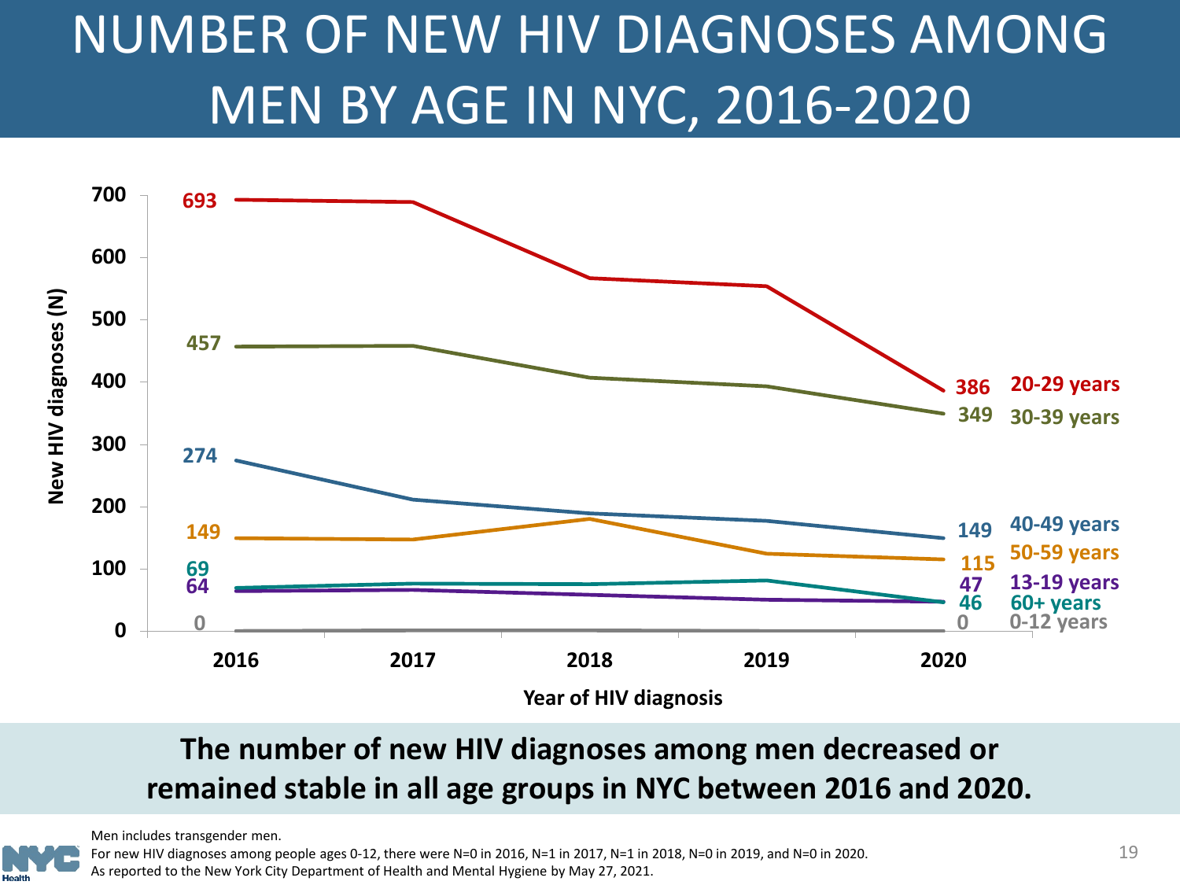# NUMBER OF NEW HIV DIAGNOSES AMONG MEN BY AGE IN NYC, 2016-2020

| Age group | 2016 | 2020 |
| --- | --- | --- |
| 20-29 years | 693 | 386 |
| 30-39 years | 457 | 349 |
| 40-49 years | 274 | 149 |
| 50-59 years | 149 | 115 |
| 13-19 years | 64 | 47 |
| 60+ years | 69 | 46 |
| 0-12 years | 0 | 0 |

New HIV diagnoses (N)

Year of HIV diagnosis

**The number of new HIV diagnoses among men decreased or remained stable in all age groups in NYC between 2016 and 2020.**

Men includes transgender men.

For new HIV diagnoses among people ages 0-12, there were N=0 in 2016, N=1 in 2017, N=1 in 2018, N=0 in 2019, and N=0 in 2020.

As reported to the New York City Department of Health and Mental Hygiene by May 27, 2021.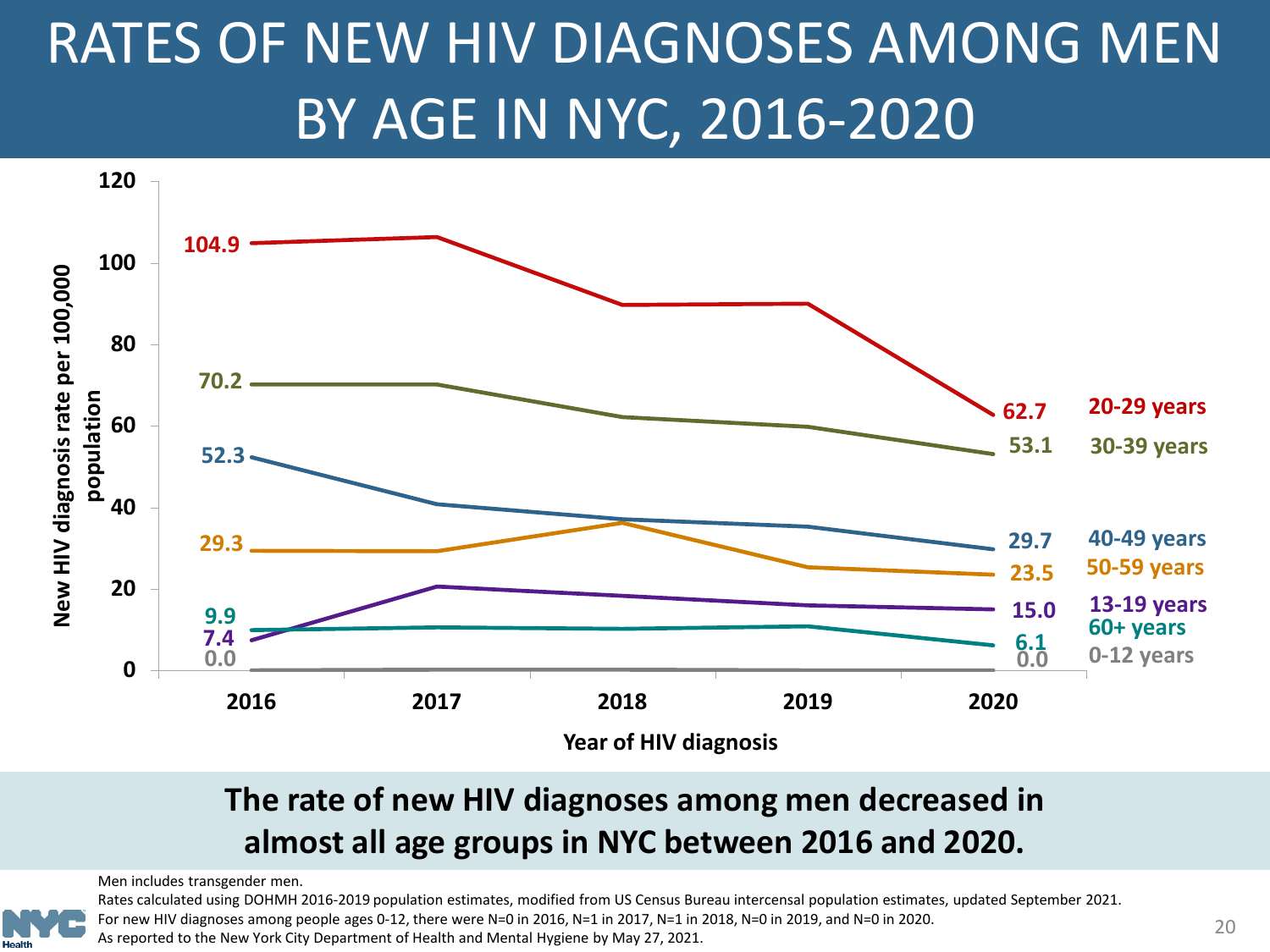# RATES OF NEW HIV DIAGNOSES AMONG MEN BY AGE IN NYC, 2016-2020

New HIV diagnosis rate per 100,000 population, by year of HIV diagnosis:

| Age group | 2016 | 2020 |
|---|---|---|
| 20-29 years | 104.9 | 62.7 |
| 30-39 years | 70.2 | 53.1 |
| 40-49 years | 52.3 | 29.7 |
| 50-59 years | 29.3 | 23.5 |
| 13-19 years | 7.4 | 15.0 |
| 60+ years | 9.9 | 6.1 |
| 0-12 years | 0.0 | 0.0 |

**The rate of new HIV diagnoses among men decreased in almost all age groups in NYC between 2016 and 2020.**

Men includes transgender men.
Rates calculated using DOHMH 2016-2019 population estimates, modified from US Census Bureau intercensal population estimates, updated September 2021.
For new HIV diagnoses among people ages 0-12, there were N=0 in 2016, N=1 in 2017, N=1 in 2018, N=0 in 2019, and N=0 in 2020.
As reported to the New York City Department of Health and Mental Hygiene by May 27, 2021.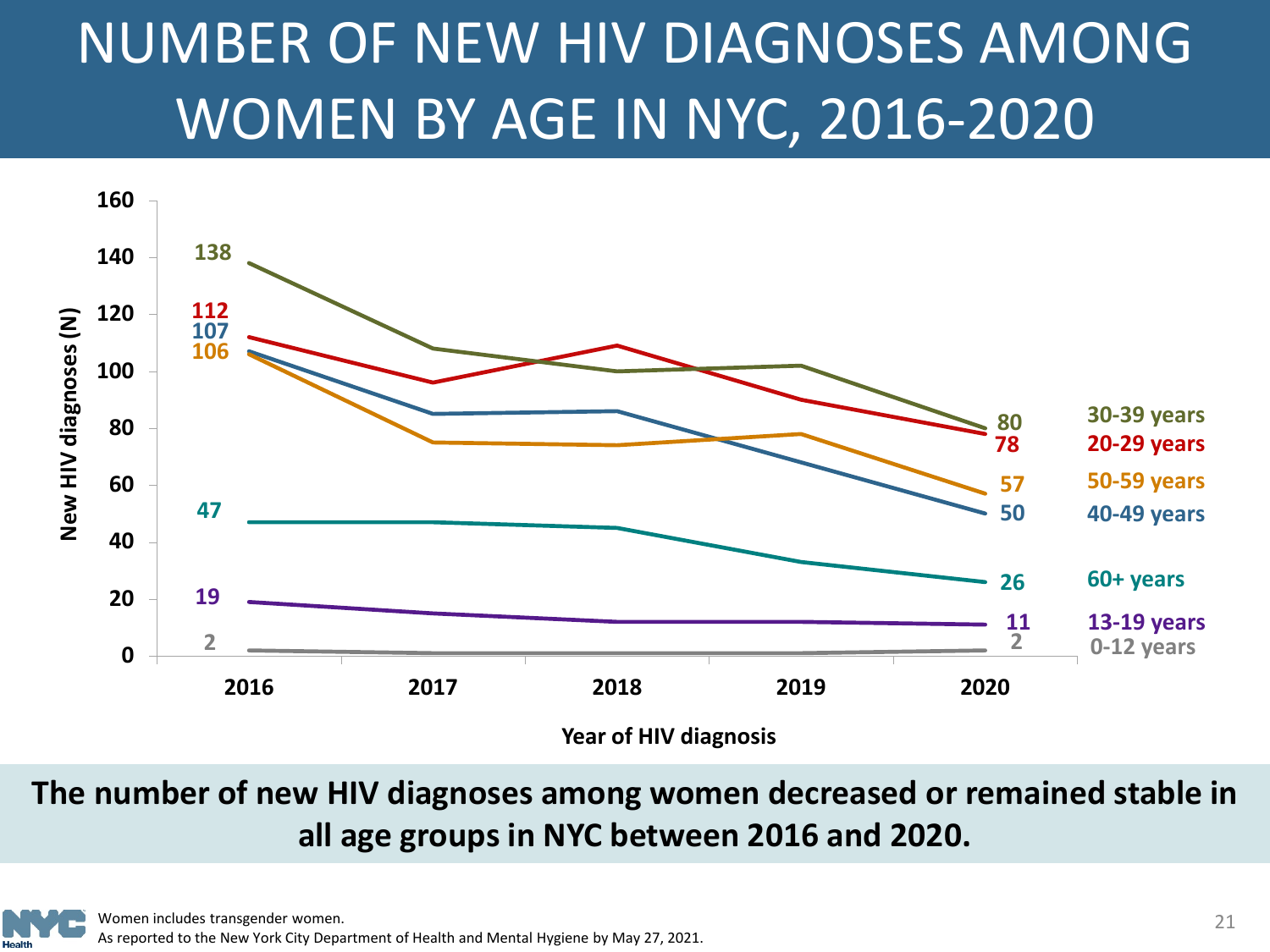# NUMBER OF NEW HIV DIAGNOSES AMONG WOMEN BY AGE IN NYC, 2016-2020

New HIV diagnoses (N) by year of HIV diagnosis:

| Age group | 2016 | 2020 |
|---|---|---|
| 30-39 years | 138 | 80 |
| 20-29 years | 112 | 78 |
| 50-59 years | 106 | 57 |
| 40-49 years | 107 | 50 |
| 60+ years | 47 | 26 |
| 13-19 years | 19 | 11 |
| 0-12 years | 2 | 2 |

**The number of new HIV diagnoses among women decreased or remained stable in all age groups in NYC between 2016 and 2020.**

Women includes transgender women.
As reported to the New York City Department of Health and Mental Hygiene by May 27, 2021.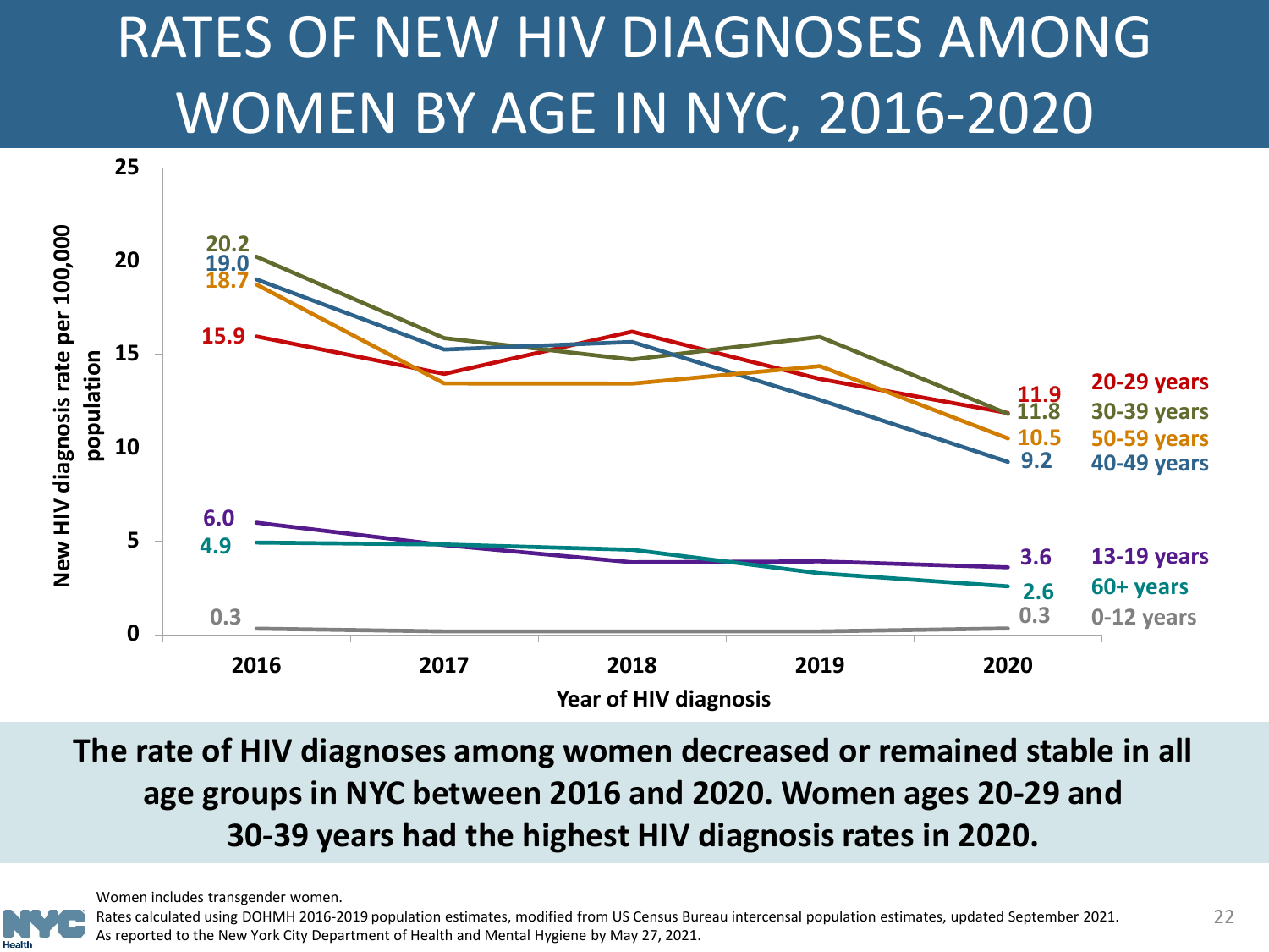# RATES OF NEW HIV DIAGNOSES AMONG WOMEN BY AGE IN NYC, 2016-2020

New HIV diagnosis rate per 100,000 population

| Age group | 2016 | 2020 |
|---|---|---|
| 20-29 years | 15.9 | 11.9 |
| 30-39 years | 20.2 | 11.8 |
| 50-59 years | 18.7 | 10.5 |
| 40-49 years | 19.0 | 9.2 |
| 13-19 years | 6.0 | 3.6 |
| 60+ years | 4.9 | 2.6 |
| 0-12 years | 0.3 | 0.3 |

Year of HIV diagnosis

**The rate of HIV diagnoses among women decreased or remained stable in all age groups in NYC between 2016 and 2020. Women ages 20-29 and 30-39 years had the highest HIV diagnosis rates in 2020.**

Women includes transgender women.
Rates calculated using DOHMH 2016-2019 population estimates, modified from US Census Bureau intercensal population estimates, updated September 2021.
As reported to the New York City Department of Health and Mental Hygiene by May 27, 2021.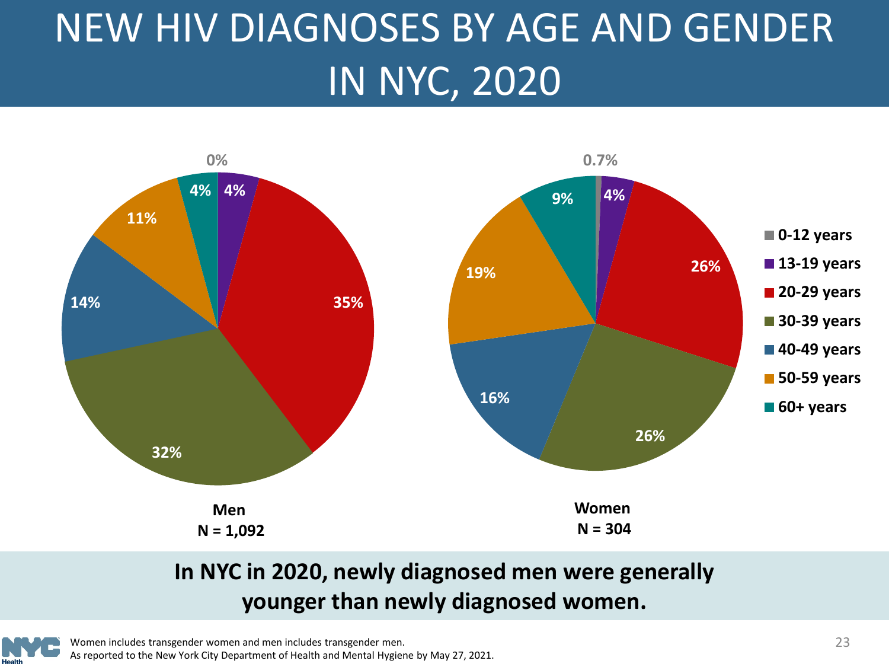# NEW HIV DIAGNOSES BY AGE AND GENDER IN NYC, 2020

| Age group | Men (N = 1,092) | Women (N = 304) |
|---|---|---|
| 0-12 years | 0% | 0.7% |
| 13-19 years | 4% | 4% |
| 20-29 years | 35% | 26% |
| 30-39 years | 32% | 26% |
| 40-49 years | 14% | 16% |
| 50-59 years | 11% | 19% |
| 60+ years | 4% | 9% |

**In NYC in 2020, newly diagnosed men were generally younger than newly diagnosed women.**

Women includes transgender women and men includes transgender men.
As reported to the New York City Department of Health and Mental Hygiene by May 27, 2021.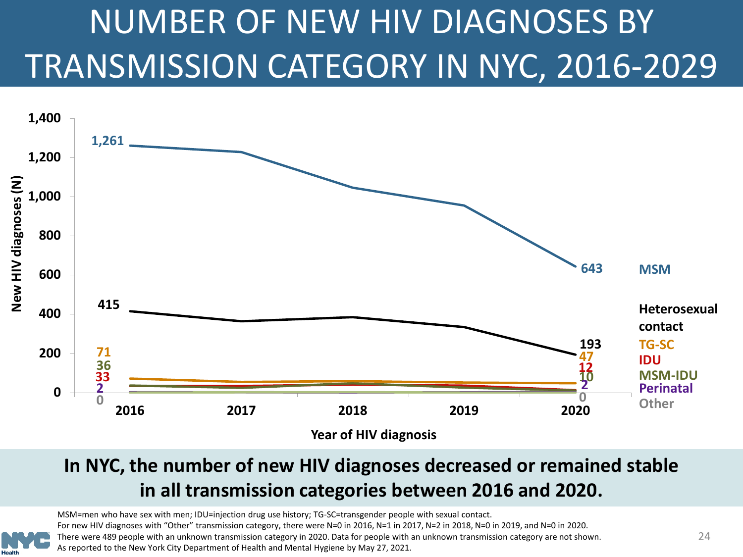# NUMBER OF NEW HIV DIAGNOSES BY TRANSMISSION CATEGORY IN NYC, 2016-2029

New HIV diagnoses (N) by Year of HIV diagnosis:

| Transmission category | 2016 | 2020 |
|---|---|---|
| MSM | 1,261 | 643 |
| Heterosexual contact | 415 | 193 |
| TG-SC | 71 | 47 |
| IDU | 33 | 12 |
| MSM-IDU | 36 | 10 |
| Perinatal | 2 | 2 |
| Other | 0 | 0 |

**In NYC, the number of new HIV diagnoses decreased or remained stable in all transmission categories between 2016 and 2020.**

MSM=men who have sex with men; IDU=injection drug use history; TG-SC=transgender people with sexual contact.
For new HIV diagnoses with "Other" transmission category, there were N=0 in 2016, N=1 in 2017, N=2 in 2018, N=0 in 2019, and N=0 in 2020.
There were 489 people with an unknown transmission category in 2020. Data for people with an unknown transmission category are not shown.
As reported to the New York City Department of Health and Mental Hygiene by May 27, 2021.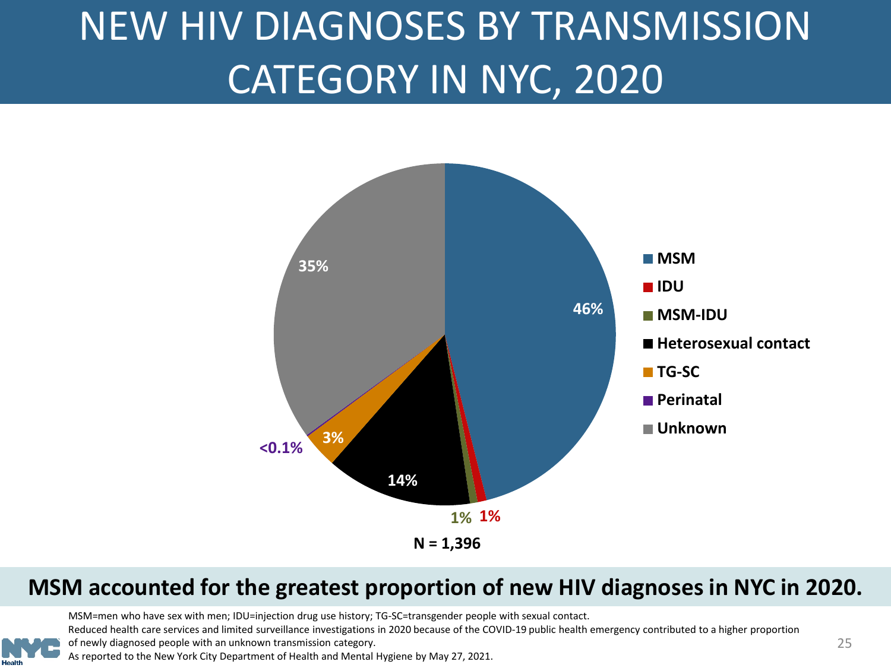# NEW HIV DIAGNOSES BY TRANSMISSION CATEGORY IN NYC, 2020

| Transmission category | Percent |
|---|---|
| MSM | 46% |
| IDU | 1% |
| MSM-IDU | 1% |
| Heterosexual contact | 14% |
| TG-SC | 3% |
| Perinatal | <0.1% |
| Unknown | 35% |

N = 1,396

**MSM accounted for the greatest proportion of new HIV diagnoses in NYC in 2020.**

MSM=men who have sex with men; IDU=injection drug use history; TG-SC=transgender people with sexual contact.

Reduced health care services and limited surveillance investigations in 2020 because of the COVID-19 public health emergency contributed to a higher proportion of newly diagnosed people with an unknown transmission category.

As reported to the New York City Department of Health and Mental Hygiene by May 27, 2021.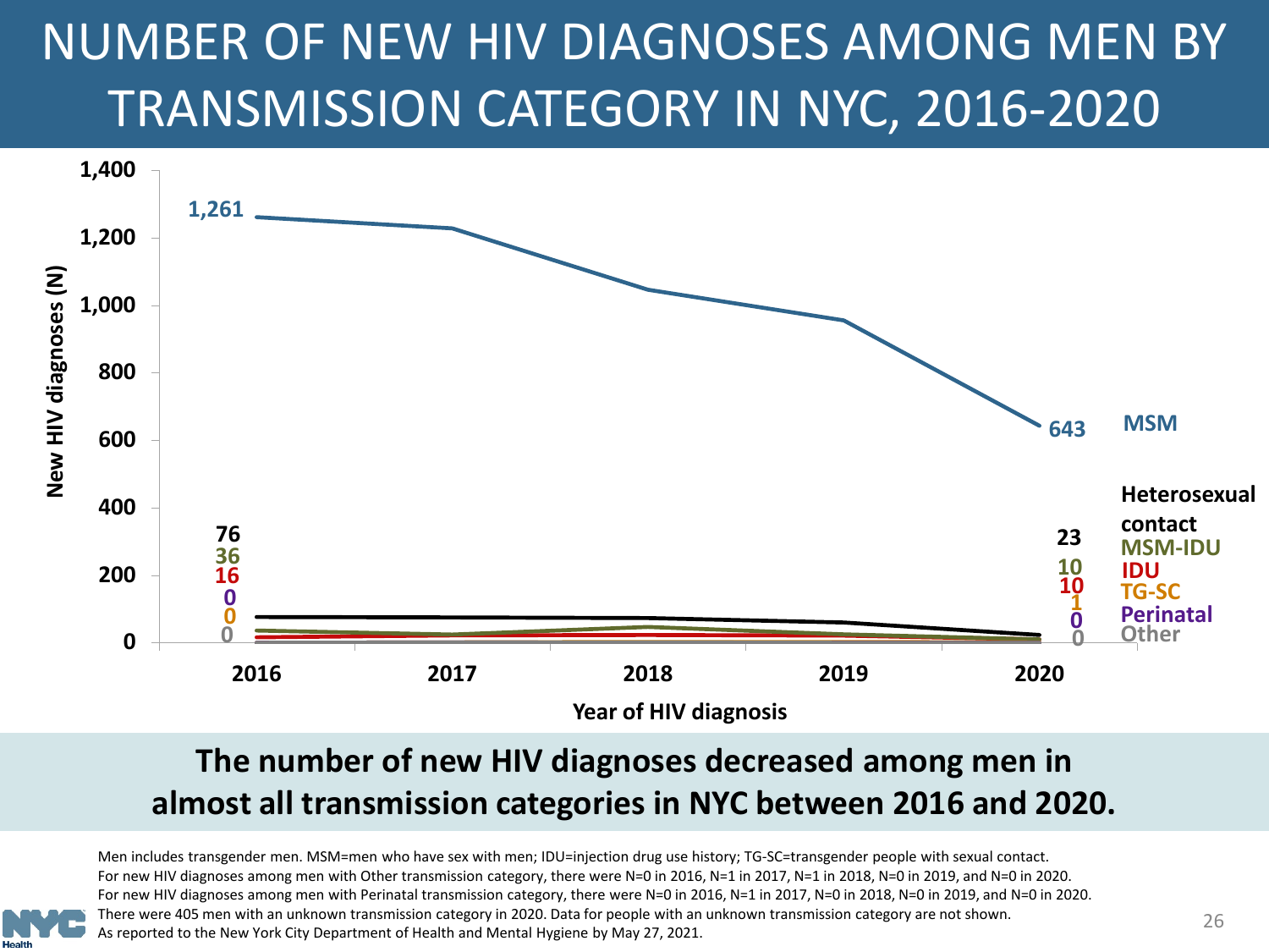# NUMBER OF NEW HIV DIAGNOSES AMONG MEN BY TRANSMISSION CATEGORY IN NYC, 2016-2020

| Transmission category | 2016 | 2020 |
|---|---|---|
| MSM | 1,261 | 643 |
| Heterosexual contact | 76 | 23 |
| MSM-IDU | 36 | 10 |
| IDU | 16 | 10 |
| TG-SC | 0 | 1 |
| Perinatal | 0 | 0 |
| Other | 0 | 0 |

New HIV diagnoses (N)

Year of HIV diagnosis

**The number of new HIV diagnoses decreased among men in almost all transmission categories in NYC between 2016 and 2020.**

Men includes transgender men. MSM=men who have sex with men; IDU=injection drug use history; TG-SC=transgender people with sexual contact.
For new HIV diagnoses among men with Other transmission category, there were N=0 in 2016, N=1 in 2017, N=1 in 2018, N=0 in 2019, and N=0 in 2020.
For new HIV diagnoses among men with Perinatal transmission category, there were N=0 in 2016, N=1 in 2017, N=0 in 2018, N=0 in 2019, and N=0 in 2020.
There were 405 men with an unknown transmission category in 2020. Data for people with an unknown transmission category are not shown.
As reported to the New York City Department of Health and Mental Hygiene by May 27, 2021.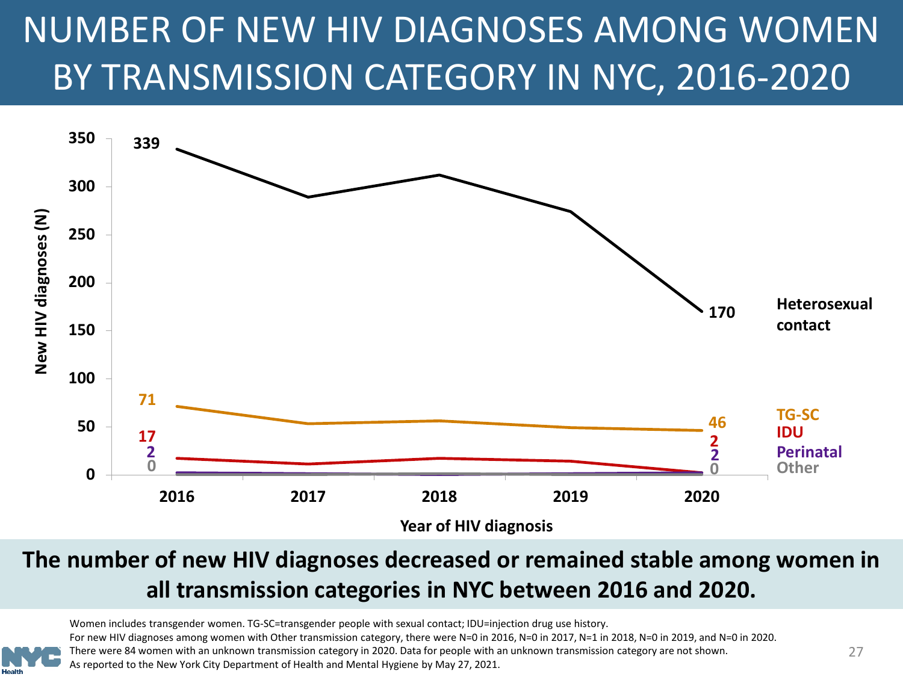# NUMBER OF NEW HIV DIAGNOSES AMONG WOMEN BY TRANSMISSION CATEGORY IN NYC, 2016-2020

| Transmission category | 2016 | 2020 |
|---|---|---|
| Heterosexual contact | 339 | 170 |
| TG-SC | 71 | 46 |
| IDU | 17 | 2 |
| Perinatal | 2 | 2 |
| Other | 0 | 0 |

New HIV diagnoses (N)

Year of HIV diagnosis

**The number of new HIV diagnoses decreased or remained stable among women in all transmission categories in NYC between 2016 and 2020.**

Women includes transgender women. TG-SC=transgender people with sexual contact; IDU=injection drug use history.
For new HIV diagnoses among women with Other transmission category, there were N=0 in 2016, N=0 in 2017, N=1 in 2018, N=0 in 2019, and N=0 in 2020.
There were 84 women with an unknown transmission category in 2020. Data for people with an unknown transmission category are not shown.
As reported to the New York City Department of Health and Mental Hygiene by May 27, 2021.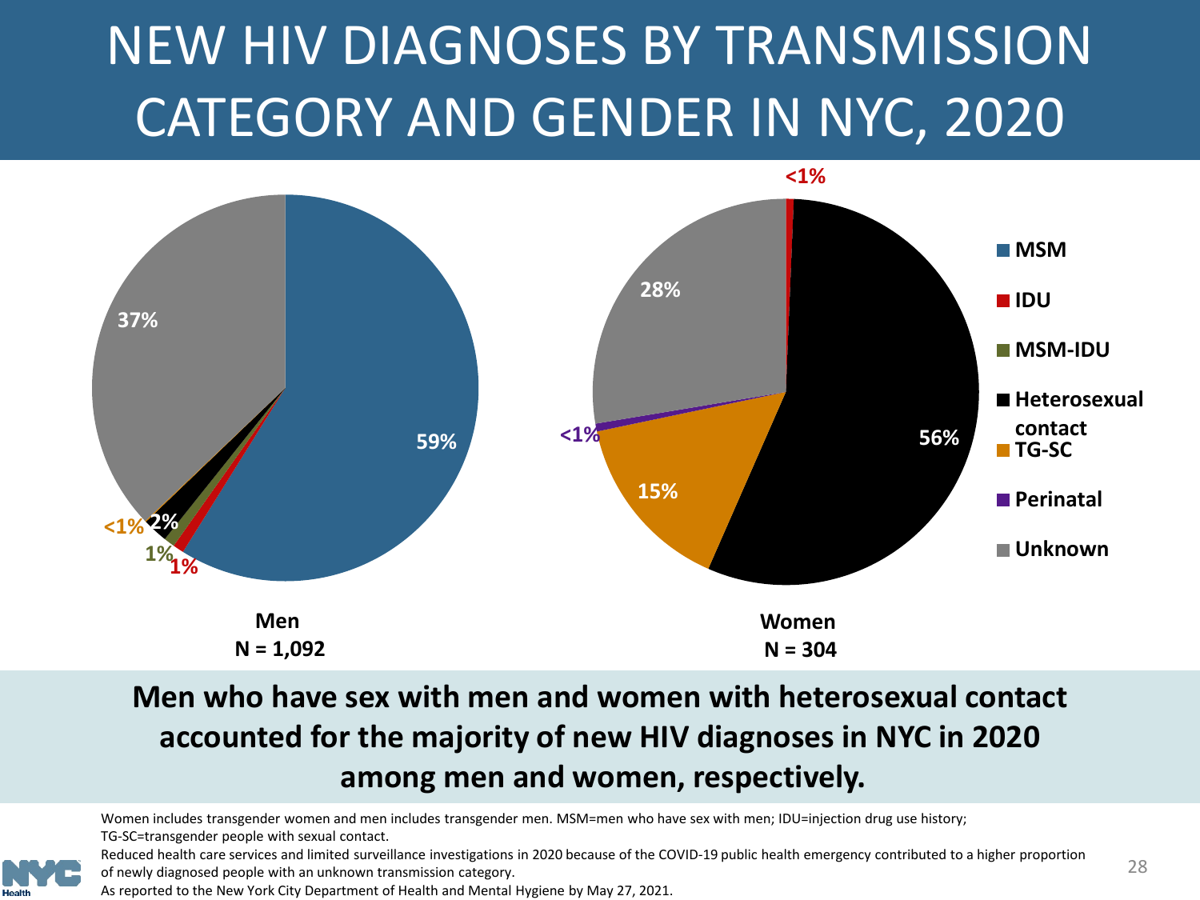# NEW HIV DIAGNOSES BY TRANSMISSION CATEGORY AND GENDER IN NYC, 2020

**Men**
**N = 1,092**

| Transmission category | Percent |
|---|---|
| MSM | 59% |
| IDU | 1% |
| MSM-IDU | 1% |
| Heterosexual contact | 2% |
| TG-SC | <1% |
| Unknown | 37% |

**Women**
**N = 304**

| Transmission category | Percent |
|---|---|
| IDU | <1% |
| Heterosexual contact | 56% |
| TG-SC | 15% |
| Perinatal | <1% |
| Unknown | 28% |

**Men who have sex with men and women with heterosexual contact accounted for the majority of new HIV diagnoses in NYC in 2020 among men and women, respectively.**

Women includes transgender women and men includes transgender men. MSM=men who have sex with men; IDU=injection drug use history; TG-SC=transgender people with sexual contact.

Reduced health care services and limited surveillance investigations in 2020 because of the COVID-19 public health emergency contributed to a higher proportion of newly diagnosed people with an unknown transmission category.

As reported to the New York City Department of Health and Mental Hygiene by May 27, 2021.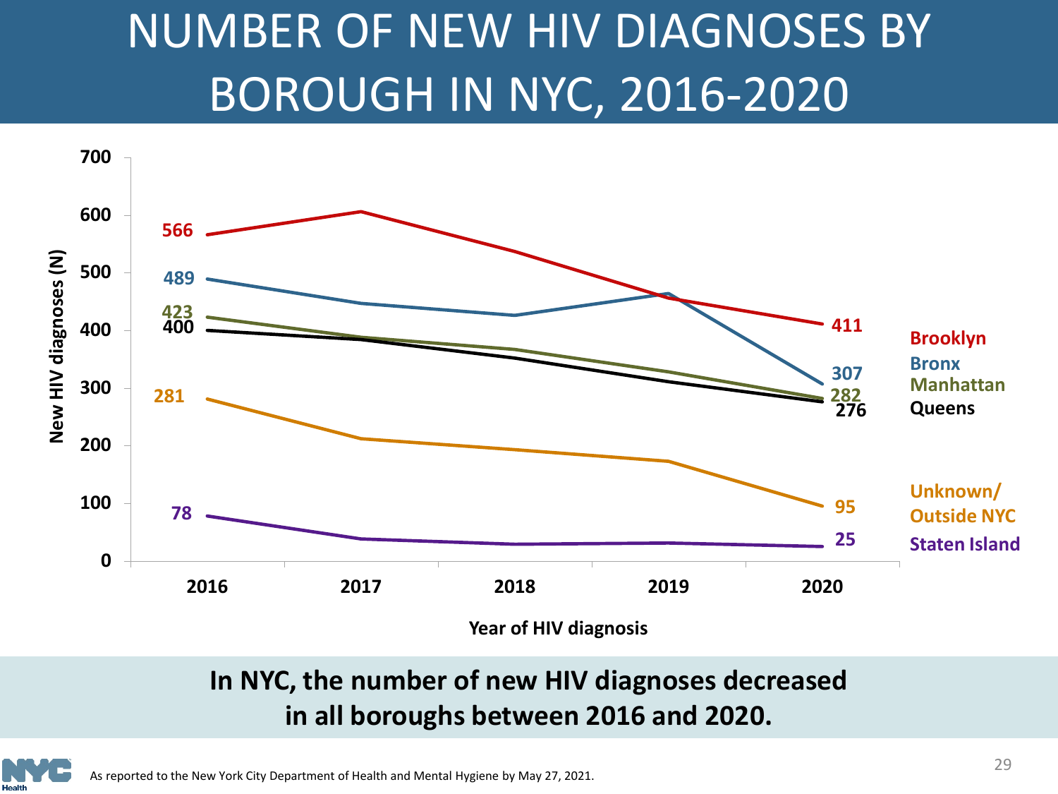# NUMBER OF NEW HIV DIAGNOSES BY BOROUGH IN NYC, 2016-2020

| Borough | 2016 | 2020 |
|---|---|---|
| Brooklyn | 566 | 411 |
| Bronx | 489 | 307 |
| Manhattan | 423 | 282 |
| Queens | 400 | 276 |
| Unknown/ Outside NYC | 281 | 95 |
| Staten Island | 78 | 25 |

New HIV diagnoses (N)

Year of HIV diagnosis

**In NYC, the number of new HIV diagnoses decreased in all boroughs between 2016 and 2020.**

As reported to the New York City Department of Health and Mental Hygiene by May 27, 2021.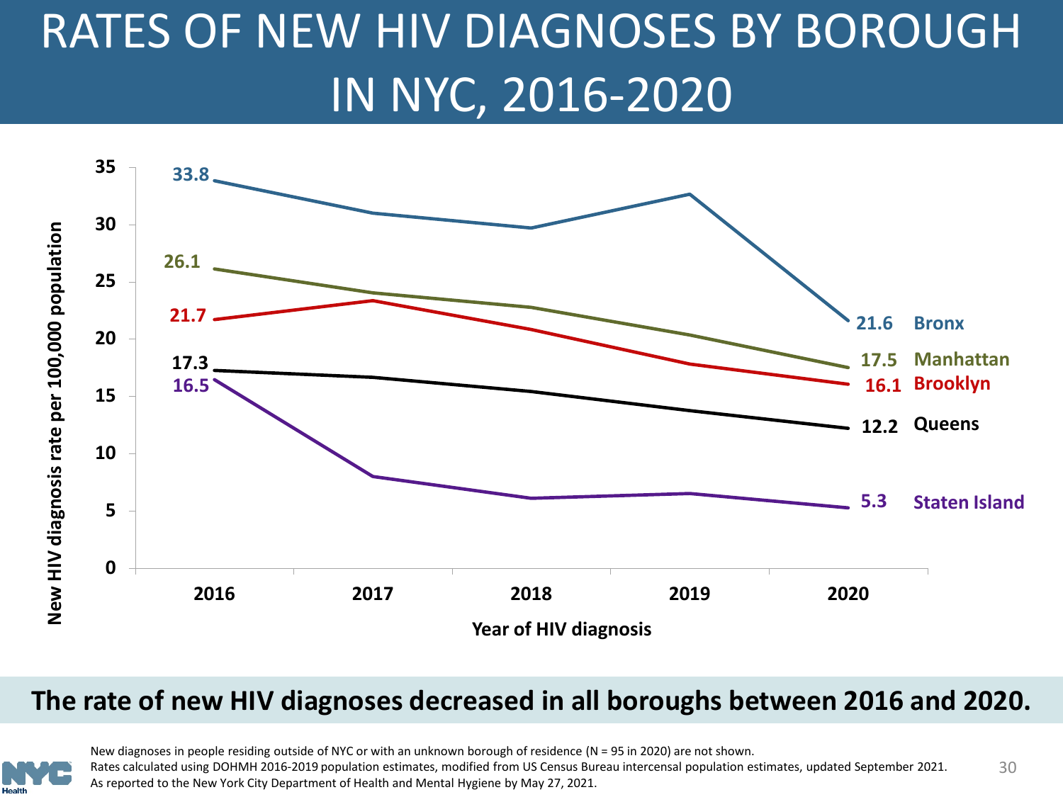# RATES OF NEW HIV DIAGNOSES BY BOROUGH IN NYC, 2016-2020

New HIV diagnosis rate per 100,000 population

| Borough | 2016 | 2020 |
|---|---|---|
| Bronx | 33.8 | 21.6 |
| Manhattan | 26.1 | 17.5 |
| Brooklyn | 21.7 | 16.1 |
| Queens | 17.3 | 12.2 |
| Staten Island | 16.5 | 5.3 |

Year of HIV diagnosis

**The rate of new HIV diagnoses decreased in all boroughs between 2016 and 2020.**

New diagnoses in people residing outside of NYC or with an unknown borough of residence (N = 95 in 2020) are not shown.
Rates calculated using DOHMH 2016-2019 population estimates, modified from US Census Bureau intercensal population estimates, updated September 2021.
As reported to the New York City Department of Health and Mental Hygiene by May 27, 2021.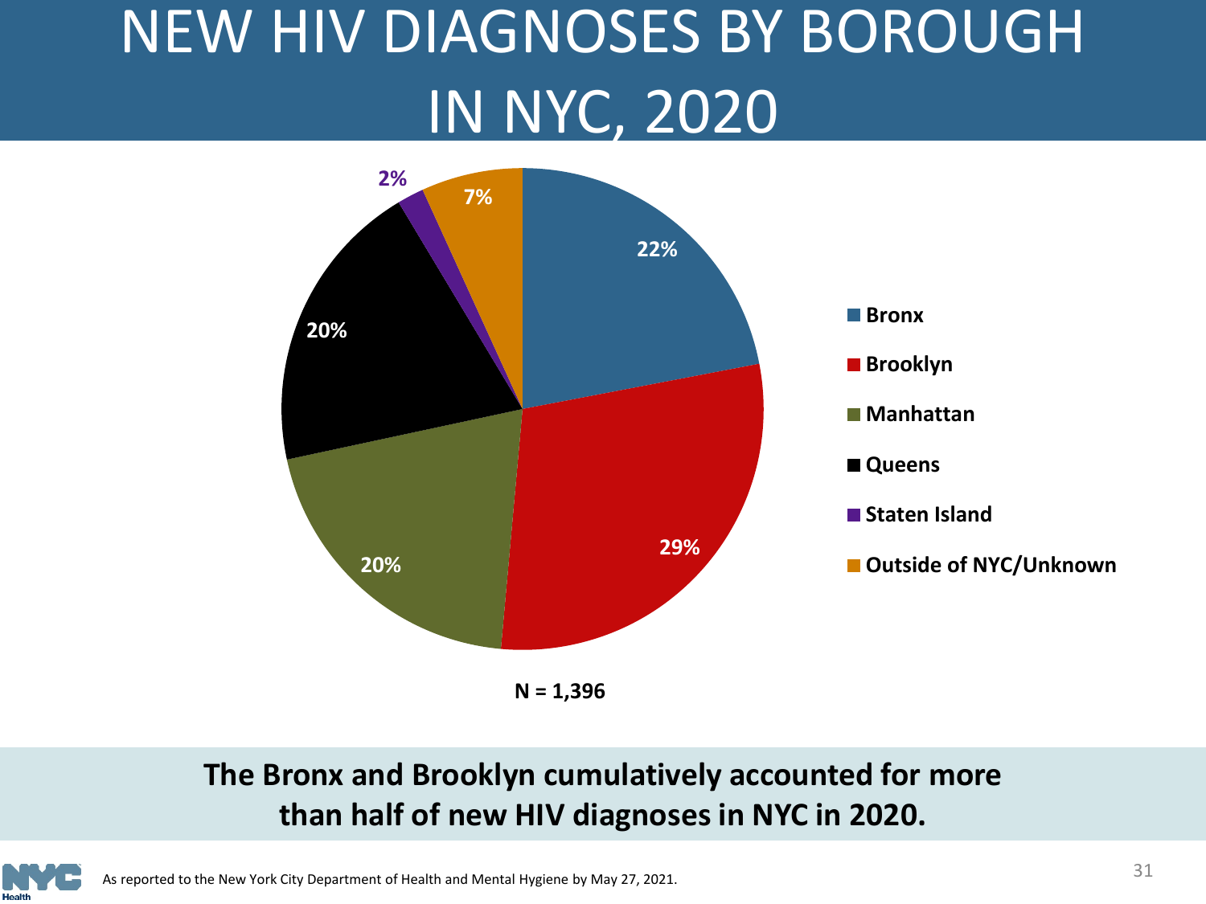# NEW HIV DIAGNOSES BY BOROUGH IN NYC, 2020

| Borough | Percent |
| --- | --- |
| Bronx | 22% |
| Brooklyn | 29% |
| Manhattan | 20% |
| Queens | 20% |
| Staten Island | 2% |
| Outside of NYC/Unknown | 7% |

**N = 1,396**

**The Bronx and Brooklyn cumulatively accounted for more than half of new HIV diagnoses in NYC in 2020.**

As reported to the New York City Department of Health and Mental Hygiene by May 27, 2021.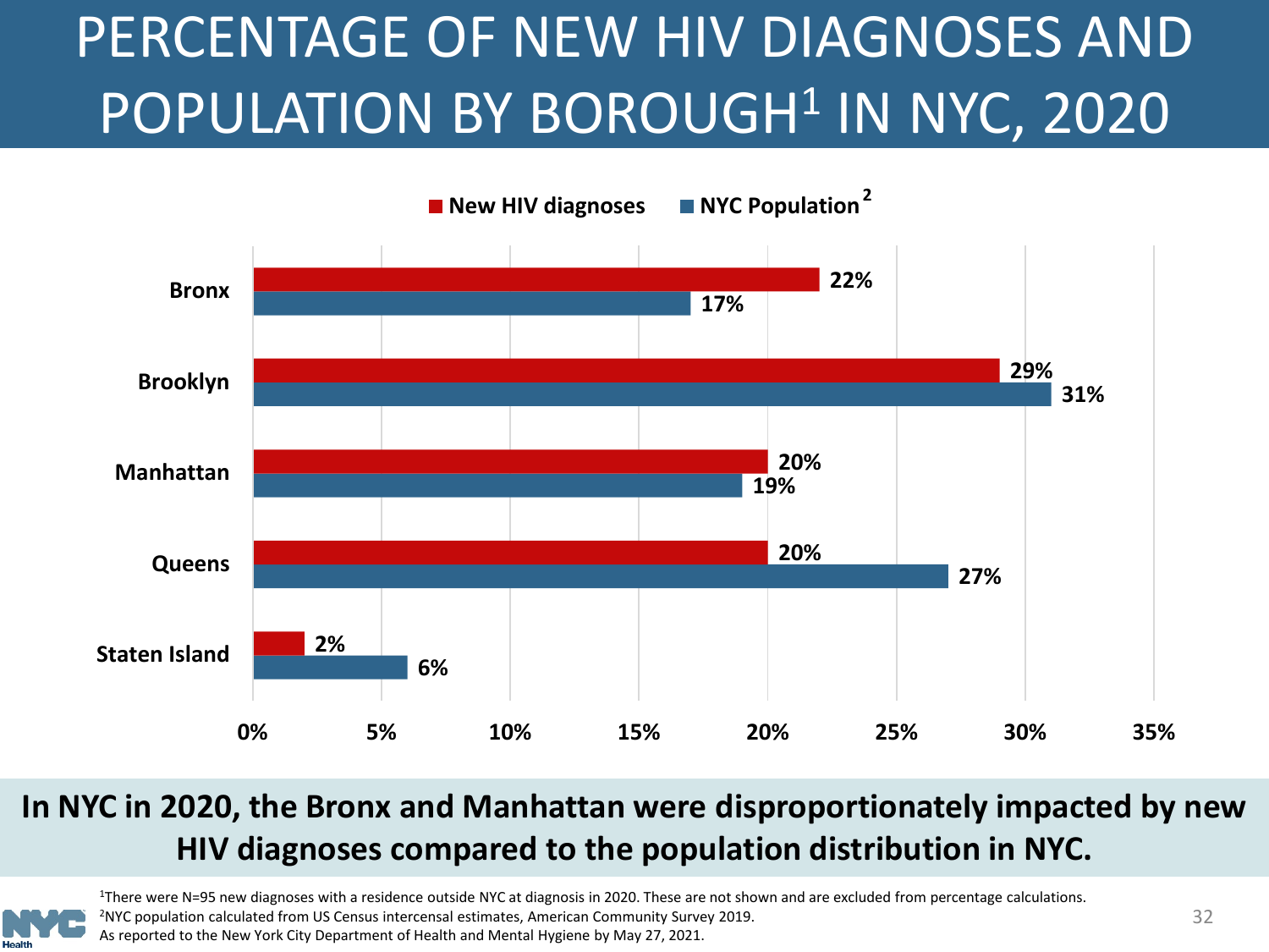# PERCENTAGE OF NEW HIV DIAGNOSES AND POPULATION BY BOROUGH[1] IN NYC, 2020

| Borough | New HIV diagnoses | NYC Population[2] |
|---|---|---|
| Bronx | 22% | 17% |
| Brooklyn | 29% | 31% |
| Manhattan | 20% | 19% |
| Queens | 20% | 27% |
| Staten Island | 2% | 6% |

**In NYC in 2020, the Bronx and Manhattan were disproportionately impacted by new HIV diagnoses compared to the population distribution in NYC.**

[1]There were N=95 new diagnoses with a residence outside NYC at diagnosis in 2020. These are not shown and are excluded from percentage calculations.
[2]NYC population calculated from US Census intercensal estimates, American Community Survey 2019.
As reported to the New York City Department of Health and Mental Hygiene by May 27, 2021.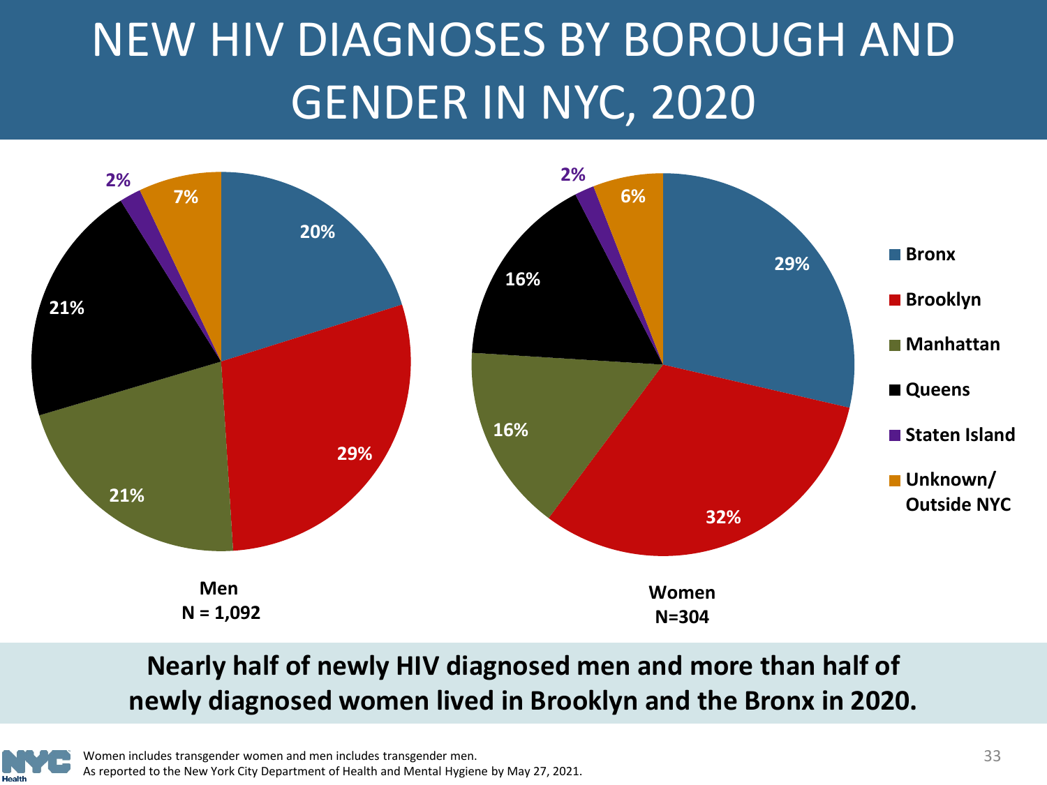# NEW HIV DIAGNOSES BY BOROUGH AND GENDER IN NYC, 2020

| Borough | Men (N = 1,092) | Women (N=304) |
|---|---|---|
| Bronx | 20% | 29% |
| Brooklyn | 29% | 32% |
| Manhattan | 21% | 16% |
| Queens | 21% | 16% |
| Staten Island | 2% | 2% |
| Unknown/ Outside NYC | 7% | 6% |

**Nearly half of newly HIV diagnosed men and more than half of newly diagnosed women lived in Brooklyn and the Bronx in 2020.**

Women includes transgender women and men includes transgender men.
As reported to the New York City Department of Health and Mental Hygiene by May 27, 2021.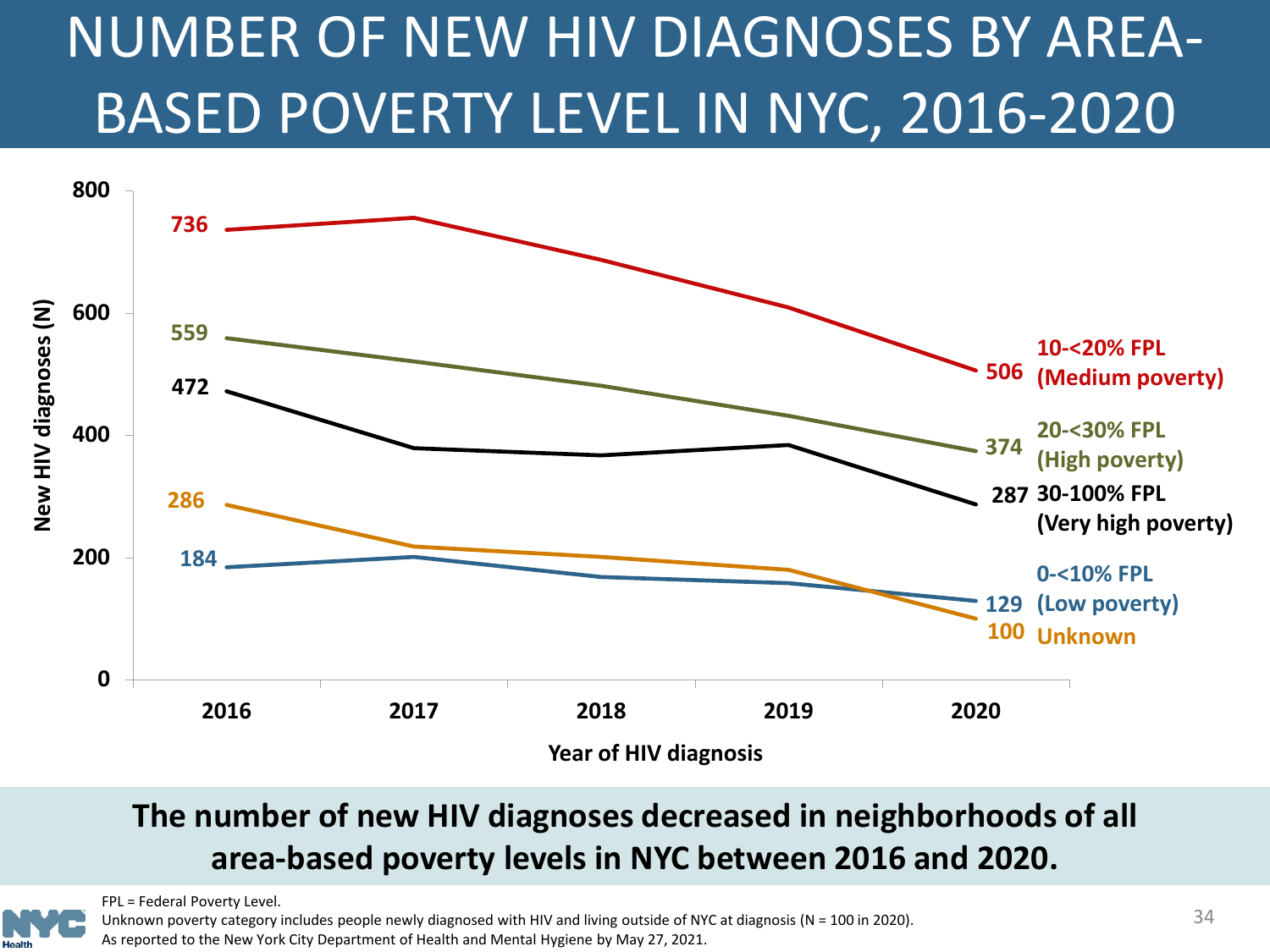# NUMBER OF NEW HIV DIAGNOSES BY AREA-BASED POVERTY LEVEL IN NYC, 2016-2020

| Area-based poverty level | 2016 | 2020 |
|---|---|---|
| 10-<20% FPL (Medium poverty) | 736 | 506 |
| 20-<30% FPL (High poverty) | 559 | 374 |
| 30-100% FPL (Very high poverty) | 472 | 287 |
| Unknown | 286 | 100 |
| 0-<10% FPL (Low poverty) | 184 | 129 |

New HIV diagnoses (N)

Year of HIV diagnosis

**The number of new HIV diagnoses decreased in neighborhoods of all area-based poverty levels in NYC between 2016 and 2020.**

FPL = Federal Poverty Level.
Unknown poverty category includes people newly diagnosed with HIV and living outside of NYC at diagnosis (N = 100 in 2020).
As reported to the New York City Department of Health and Mental Hygiene by May 27, 2021.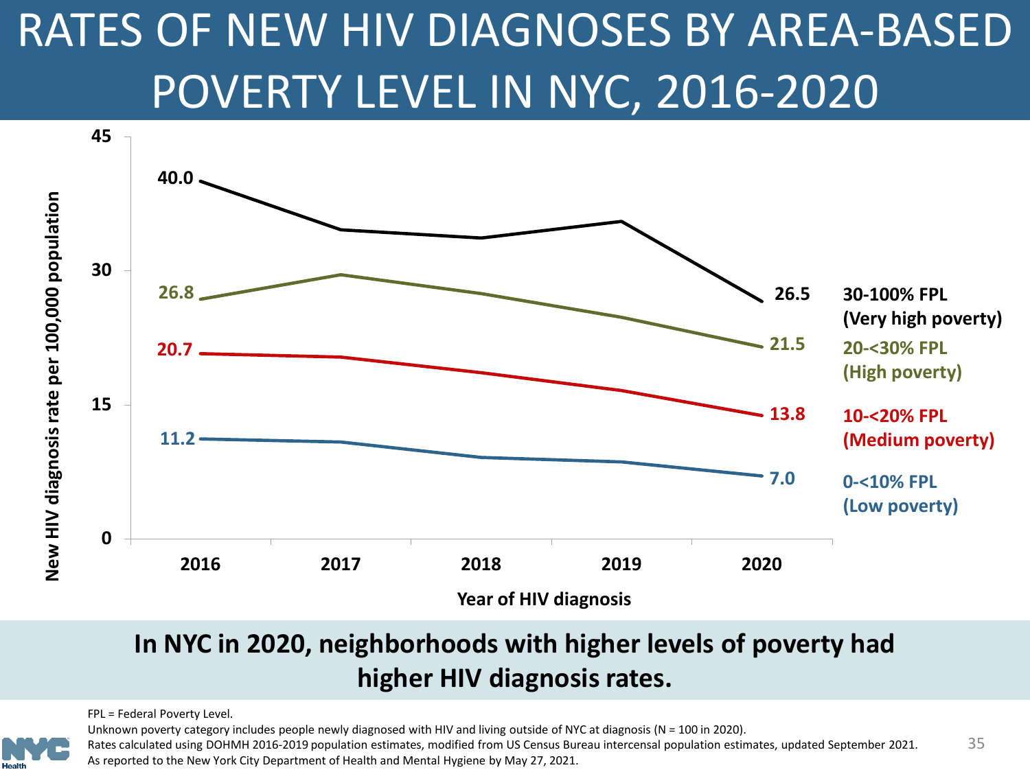# RATES OF NEW HIV DIAGNOSES BY AREA-BASED POVERTY LEVEL IN NYC, 2016-2020

New HIV diagnosis rate per 100,000 population

| Year of HIV diagnosis | 2016 | 2017 | 2018 | 2019 | 2020 |
|---|---|---|---|---|---|
| 30-100% FPL (Very high poverty) | 40.0 | | | | 26.5 |
| 20-<30% FPL (High poverty) | 26.8 | | | | 21.5 |
| 10-<20% FPL (Medium poverty) | 20.7 | | | | 13.8 |
| 0-<10% FPL (Low poverty) | 11.2 | | | | 7.0 |

**In NYC in 2020, neighborhoods with higher levels of poverty had higher HIV diagnosis rates.**

FPL = Federal Poverty Level.

Unknown poverty category includes people newly diagnosed with HIV and living outside of NYC at diagnosis (N = 100 in 2020).

Rates calculated using DOHMH 2016-2019 population estimates, modified from US Census Bureau intercensal population estimates, updated September 2021.

As reported to the New York City Department of Health and Mental Hygiene by May 27, 2021.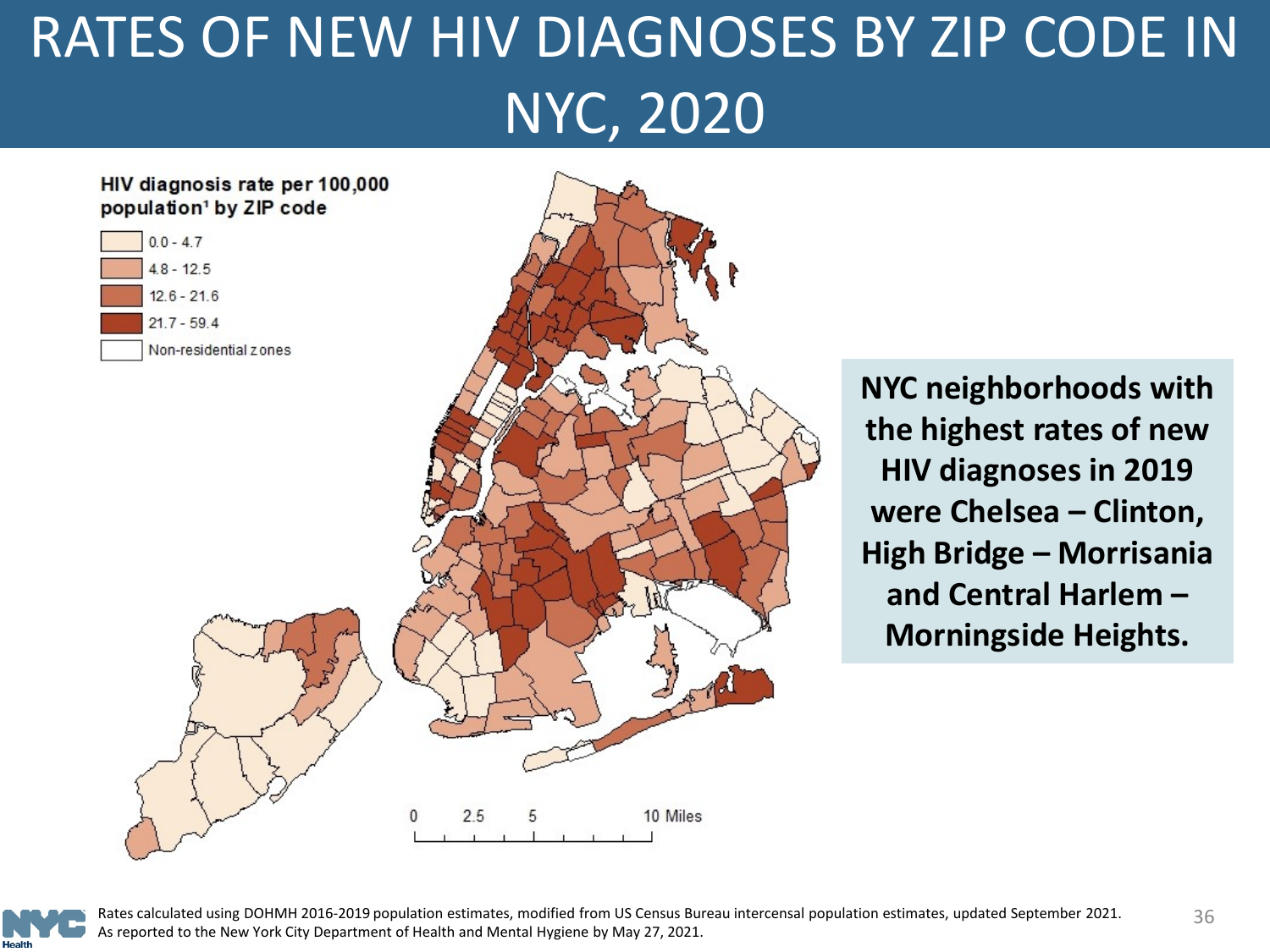# RATES OF NEW HIV DIAGNOSES BY ZIP CODE IN NYC, 2020

**HIV diagnosis rate per 100,000 population[1] by ZIP code**

- 0.0 - 4.7
- 4.8 - 12.5
- 12.6 - 21.6
- 21.7 - 59.4
- Non-residential zones

0 2.5 5 10 Miles

**NYC neighborhoods with the highest rates of new HIV diagnoses in 2019 were Chelsea – Clinton, High Bridge – Morrisania and Central Harlem – Morningside Heights.**

Rates calculated using DOHMH 2016-2019 population estimates, modified from US Census Bureau intercensal population estimates, updated September 2021.
As reported to the New York City Department of Health and Mental Hygiene by May 27, 2021.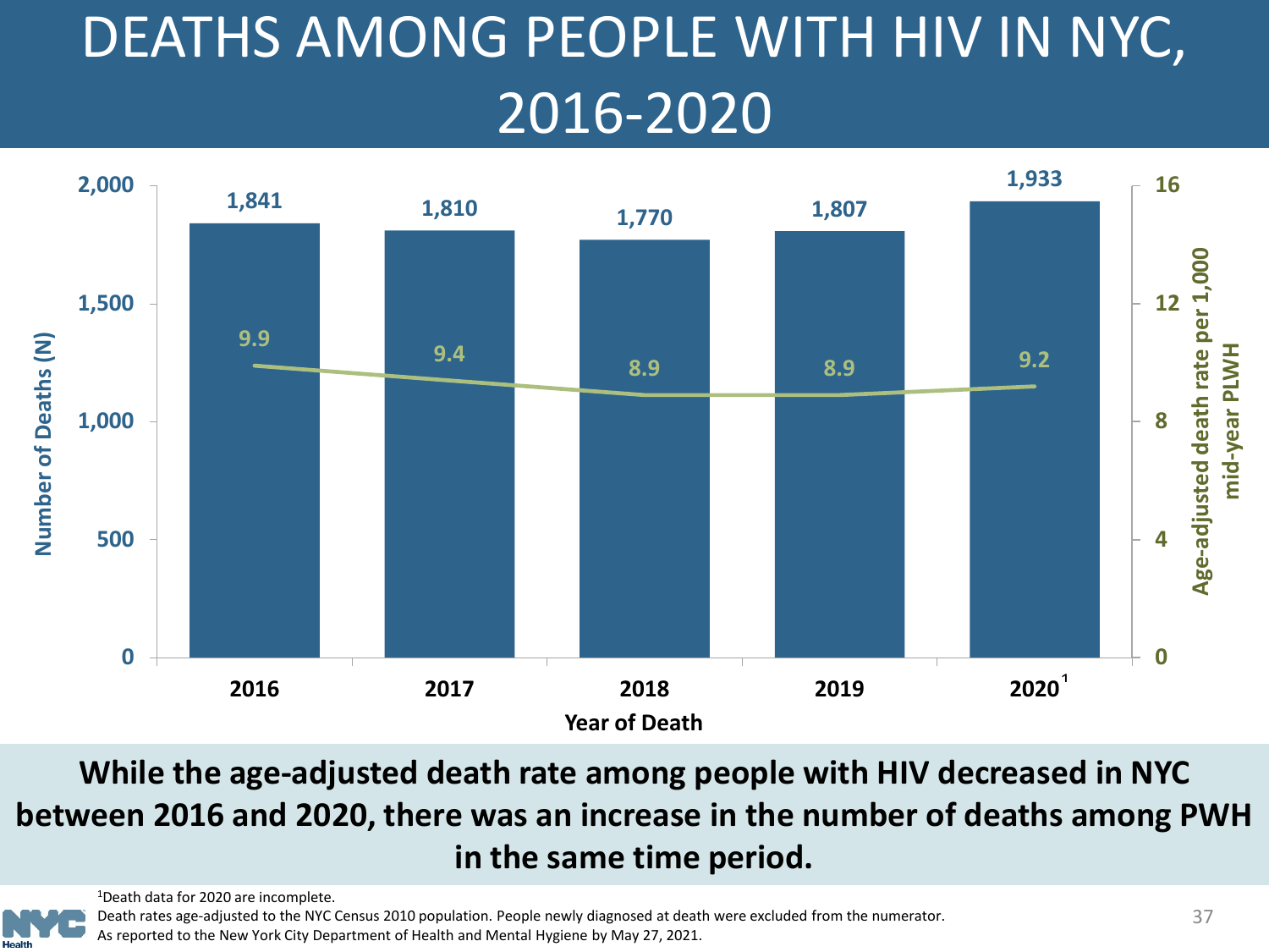# DEATHS AMONG PEOPLE WITH HIV IN NYC, 2016-2020

| Year of Death | Number of Deaths (N) | Age-adjusted death rate per 1,000 mid-year PLWH |
|---|---|---|
| 2016 | 1,841 | 9.9 |
| 2017 | 1,810 | 9.4 |
| 2018 | 1,770 | 8.9 |
| 2019 | 1,807 | 8.9 |
| 2020[1] | 1,933 | 9.2 |

**While the age-adjusted death rate among people with HIV decreased in NYC between 2016 and 2020, there was an increase in the number of deaths among PWH in the same time period.**

[1]Death data for 2020 are incomplete.

Death rates age-adjusted to the NYC Census 2010 population. People newly diagnosed at death were excluded from the numerator.

As reported to the New York City Department of Health and Mental Hygiene by May 27, 2021.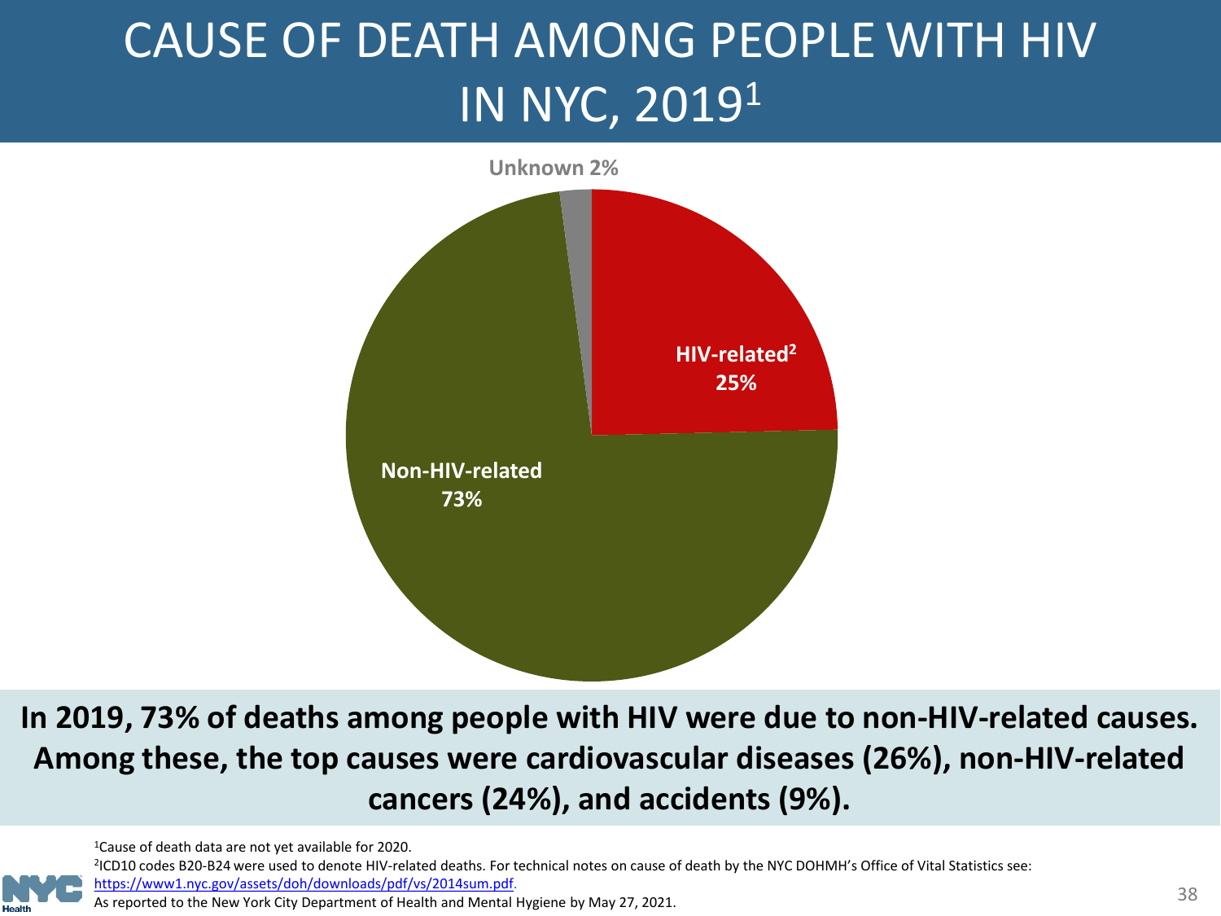# CAUSE OF DEATH AMONG PEOPLE WITH HIV IN NYC, 2019[1]

Unknown 2%

HIV-related[2] 25%

Non-HIV-related 73%

**In 2019, 73% of deaths among people with HIV were due to non-HIV-related causes. Among these, the top causes were cardiovascular diseases (26%), non-HIV-related cancers (24%), and accidents (9%).**

[1]Cause of death data are not yet available for 2020.

[2]ICD10 codes B20-B24 were used to denote HIV-related deaths. For technical notes on cause of death by the NYC DOHMH's Office of Vital Statistics see: https://www1.nyc.gov/assets/doh/downloads/pdf/vs/2014sum.pdf.

As reported to the New York City Department of Health and Mental Hygiene by May 27, 2021.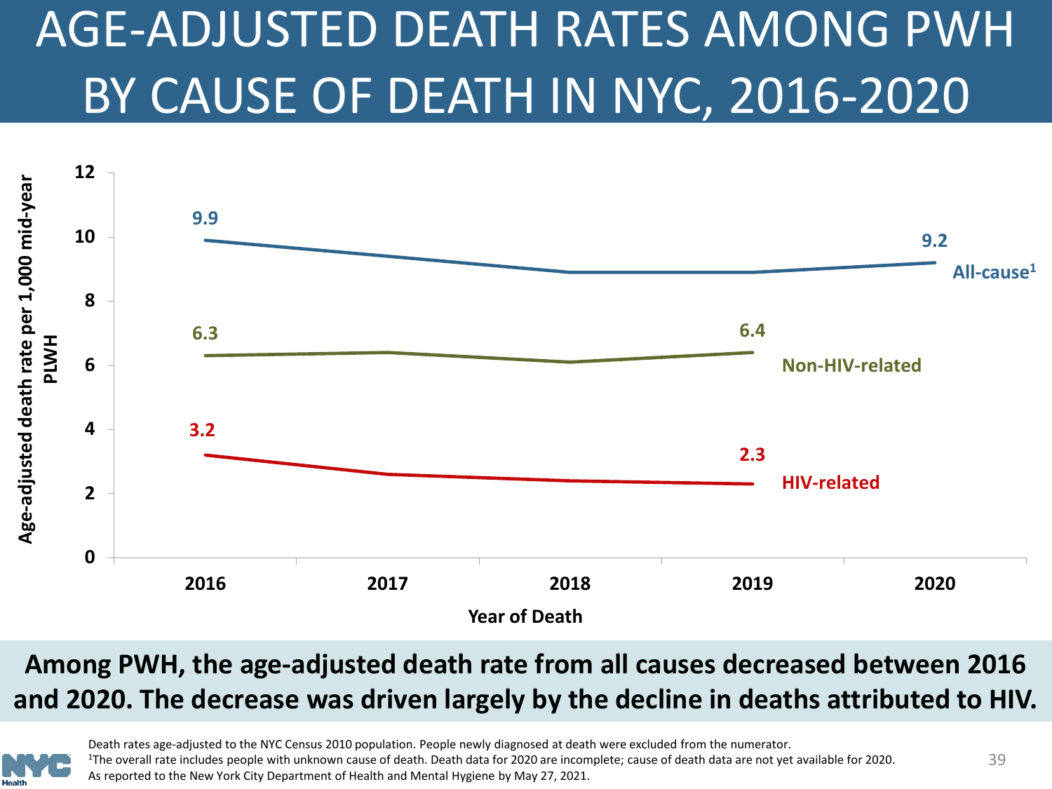# AGE-ADJUSTED DEATH RATES AMONG PWH BY CAUSE OF DEATH IN NYC, 2016-2020

Age-adjusted death rate per 1,000 mid-year PLWH

| Year of Death | All-cause[1] | Non-HIV-related | HIV-related |
|---|---|---|---|
| 2016 | 9.9 | 6.3 | 3.2 |
| 2019 | | 6.4 | 2.3 |
| 2020 | 9.2 | | |

**Among PWH, the age-adjusted death rate from all causes decreased between 2016 and 2020. The decrease was driven largely by the decline in deaths attributed to HIV.**

Death rates age-adjusted to the NYC Census 2010 population. People newly diagnosed at death were excluded from the numerator.
[1]The overall rate includes people with unknown cause of death. Death data for 2020 are incomplete; cause of death data are not yet available for 2020.
As reported to the New York City Department of Health and Mental Hygiene by May 27, 2021.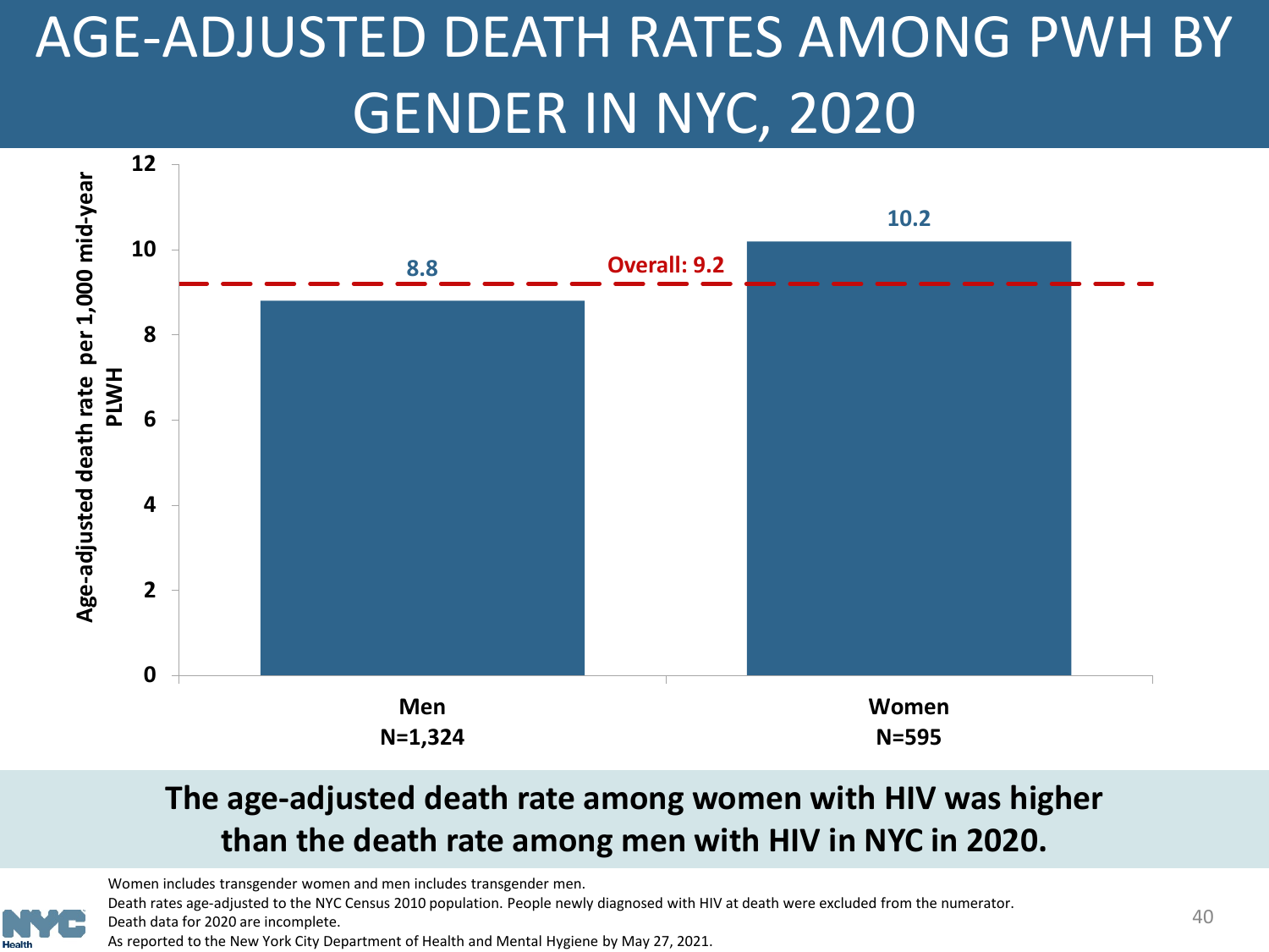# AGE-ADJUSTED DEATH RATES AMONG PWH BY GENDER IN NYC, 2020

Age-adjusted death rate per 1,000 mid-year PLWH

| Gender | Age-adjusted death rate per 1,000 mid-year PLWH |
|---|---|
| Men N=1,324 | 8.8 |
| Women N=595 | 10.2 |

Overall: 9.2

**The age-adjusted death rate among women with HIV was higher than the death rate among men with HIV in NYC in 2020.**

Women includes transgender women and men includes transgender men.
Death rates age-adjusted to the NYC Census 2010 population. People newly diagnosed with HIV at death were excluded from the numerator.
Death data for 2020 are incomplete.
As reported to the New York City Department of Health and Mental Hygiene by May 27, 2021.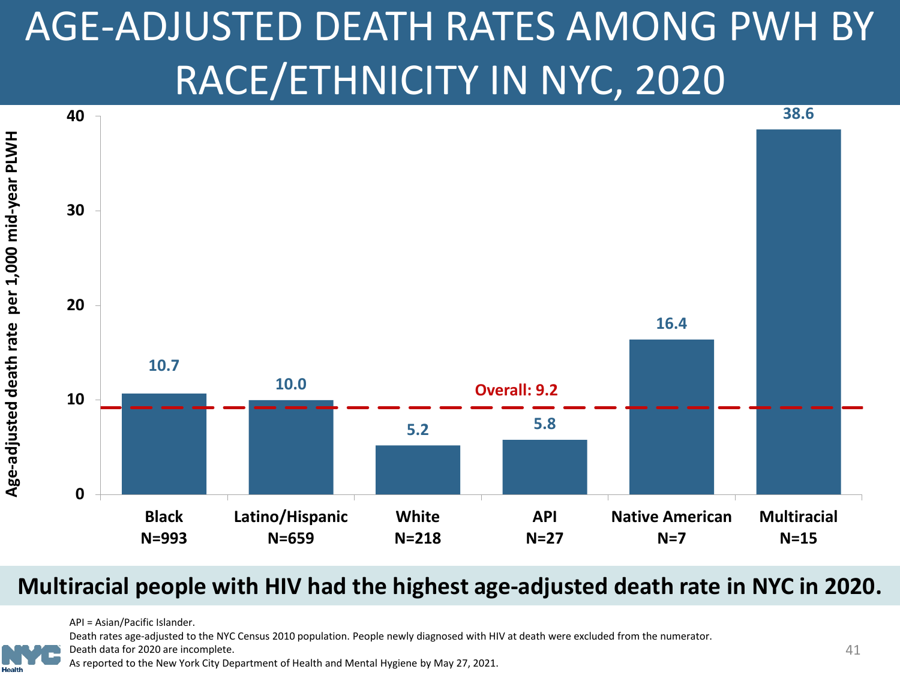# AGE-ADJUSTED DEATH RATES AMONG PWH BY RACE/ETHNICITY IN NYC, 2020

Age-adjusted death rate per 1,000 mid-year PLWH

| Race/Ethnicity | N | Age-adjusted death rate per 1,000 mid-year PLWH |
|---|---|---|
| Black | N=993 | 10.7 |
| Latino/Hispanic | N=659 | 10.0 |
| White | N=218 | 5.2 |
| API | N=27 | 5.8 |
| Native American | N=7 | 16.4 |
| Multiracial | N=15 | 38.6 |

Overall: 9.2

**Multiracial people with HIV had the highest age-adjusted death rate in NYC in 2020.**

API = Asian/Pacific Islander.
Death rates age-adjusted to the NYC Census 2010 population. People newly diagnosed with HIV at death were excluded from the numerator.
Death data for 2020 are incomplete.
As reported to the New York City Department of Health and Mental Hygiene by May 27, 2021.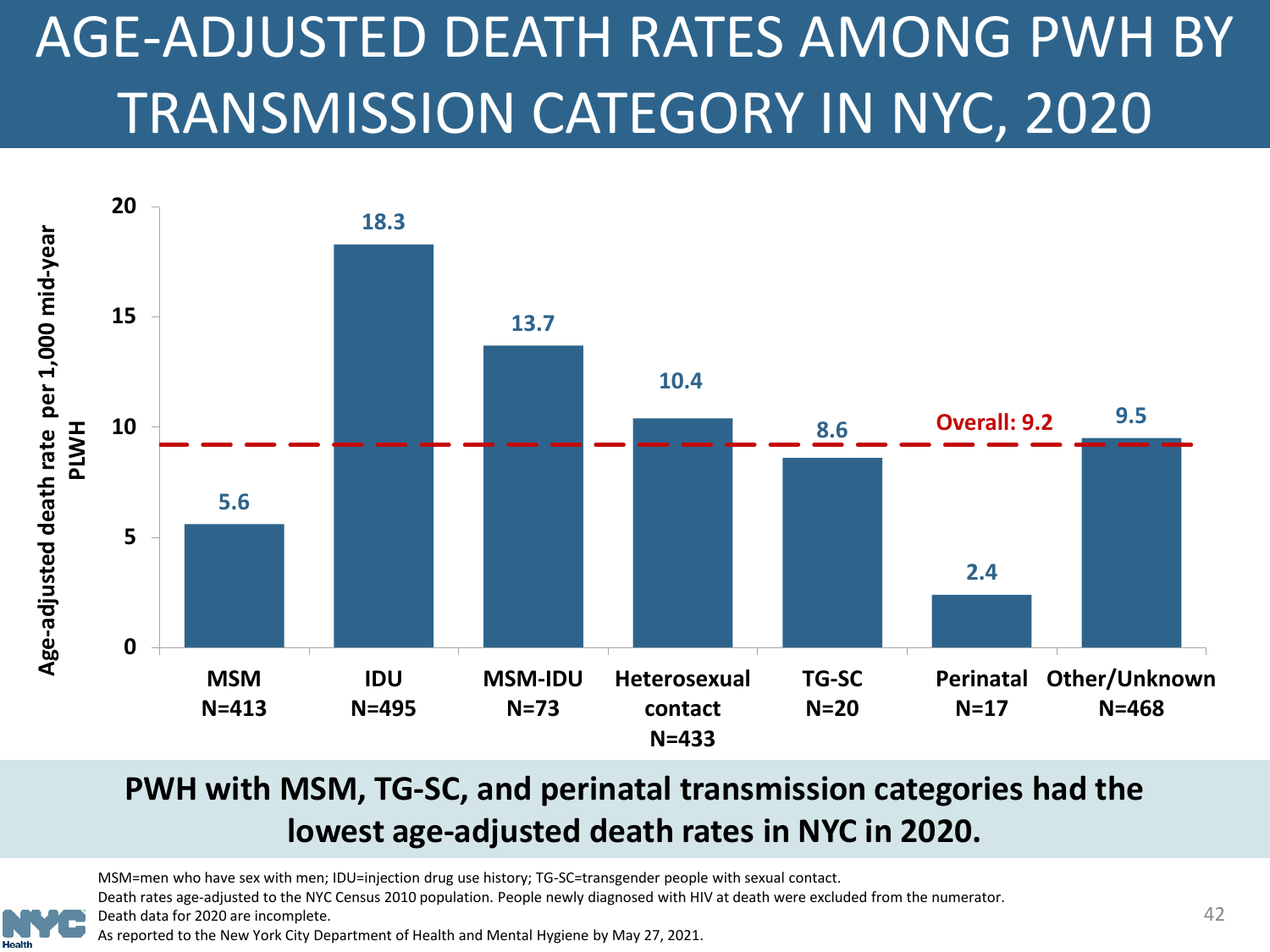# AGE-ADJUSTED DEATH RATES AMONG PWH BY TRANSMISSION CATEGORY IN NYC, 2020

Age-adjusted death rate per 1,000 mid-year PLWH

| Transmission category | N | Age-adjusted death rate per 1,000 mid-year PLWH |
|---|---|---|
| MSM | 413 | 5.6 |
| IDU | 495 | 18.3 |
| MSM-IDU | 73 | 13.7 |
| Heterosexual contact | 433 | 10.4 |
| TG-SC | 20 | 8.6 |
| Perinatal | 17 | 2.4 |
| Other/Unknown | 468 | 9.5 |

Overall: 9.2

**PWH with MSM, TG-SC, and perinatal transmission categories had the lowest age-adjusted death rates in NYC in 2020.**

MSM=men who have sex with men; IDU=injection drug use history; TG-SC=transgender people with sexual contact.
Death rates age-adjusted to the NYC Census 2010 population. People newly diagnosed with HIV at death were excluded from the numerator.
Death data for 2020 are incomplete.
As reported to the New York City Department of Health and Mental Hygiene by May 27, 2021.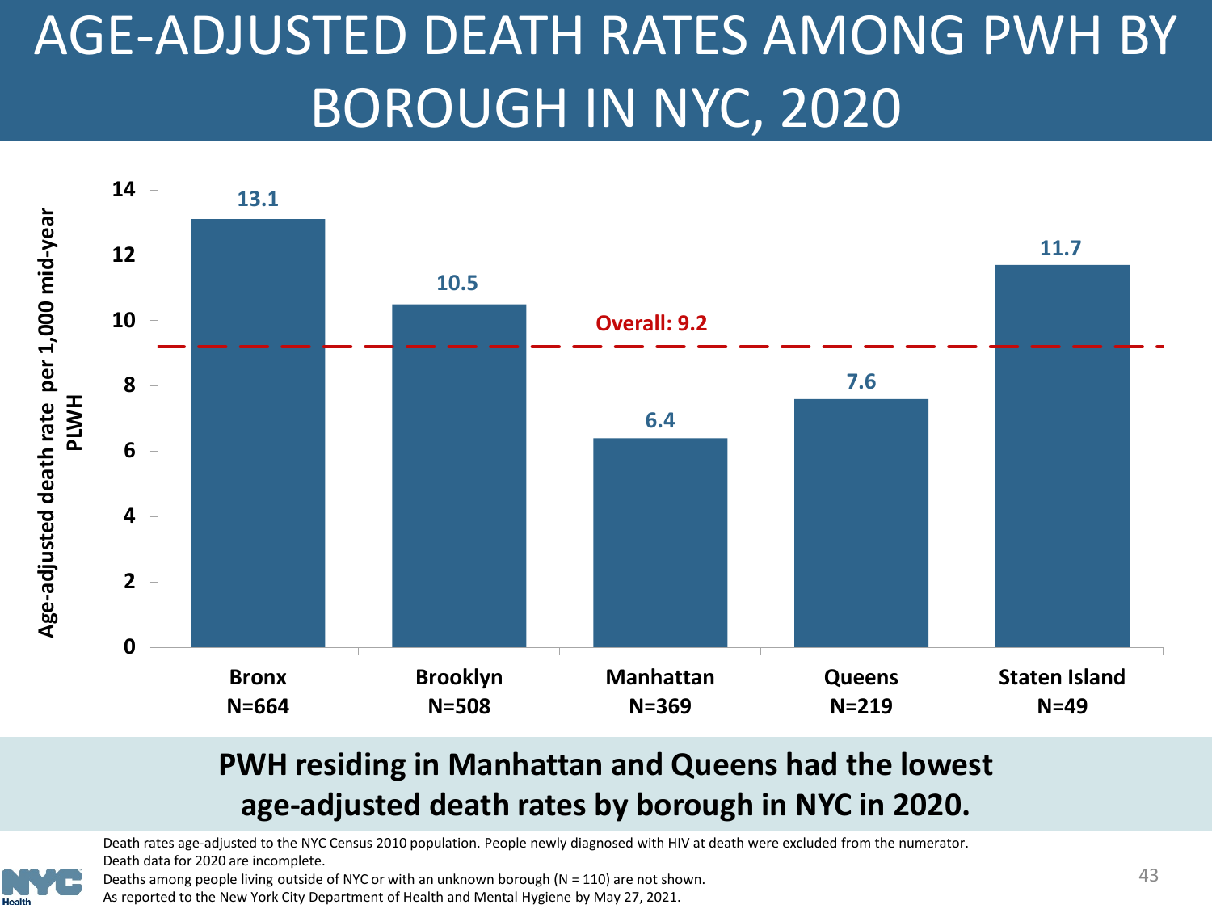# AGE-ADJUSTED DEATH RATES AMONG PWH BY BOROUGH IN NYC, 2020

| Borough | Age-adjusted death rate per 1,000 mid-year PLWH |
| --- | --- |
| Bronx N=664 | 13.1 |
| Brooklyn N=508 | 10.5 |
| Manhattan N=369 | 6.4 |
| Queens N=219 | 7.6 |
| Staten Island N=49 | 11.7 |

Overall: 9.2

**PWH residing in Manhattan and Queens had the lowest age-adjusted death rates by borough in NYC in 2020.**

Death rates age-adjusted to the NYC Census 2010 population. People newly diagnosed with HIV at death were excluded from the numerator. Death data for 2020 are incomplete.
Deaths among people living outside of NYC or with an unknown borough (N = 110) are not shown.
As reported to the New York City Department of Health and Mental Hygiene by May 27, 2021.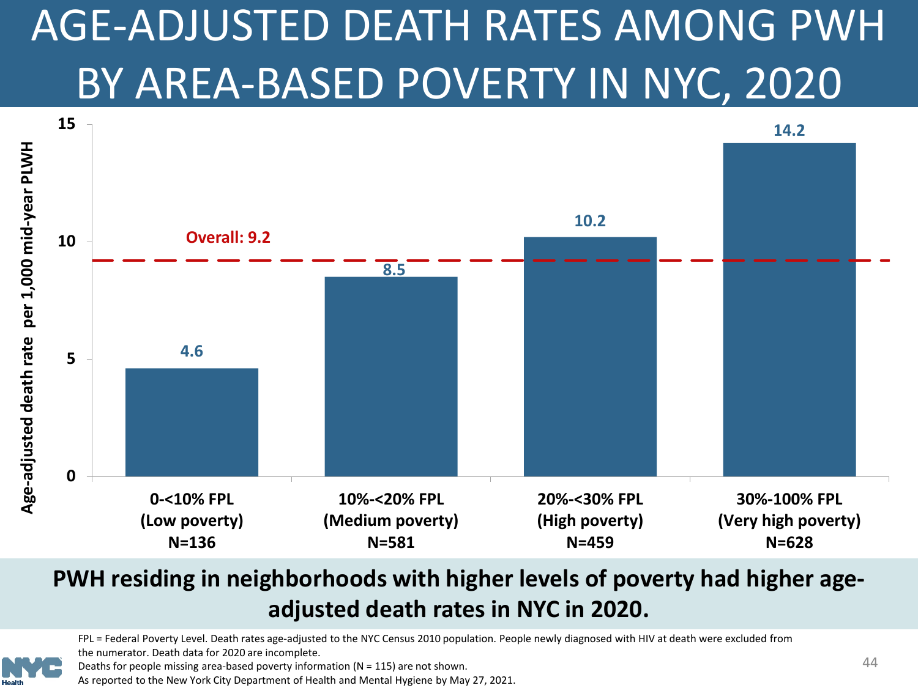# AGE-ADJUSTED DEATH RATES AMONG PWH BY AREA-BASED POVERTY IN NYC, 2020

| Area-based poverty | Age-adjusted death rate per 1,000 mid-year PLWH |
|---|---|
| 0-<10% FPL (Low poverty) N=136 | 4.6 |
| 10%-<20% FPL (Medium poverty) N=581 | 8.5 |
| 20%-<30% FPL (High poverty) N=459 | 10.2 |
| 30%-100% FPL (Very high poverty) N=628 | 14.2 |
| Overall | 9.2 |

**PWH residing in neighborhoods with higher levels of poverty had higher age-adjusted death rates in NYC in 2020.**

FPL = Federal Poverty Level. Death rates age-adjusted to the NYC Census 2010 population. People newly diagnosed with HIV at death were excluded from the numerator. Death data for 2020 are incomplete.
Deaths for people missing area-based poverty information (N = 115) are not shown.
As reported to the New York City Department of Health and Mental Hygiene by May 27, 2021.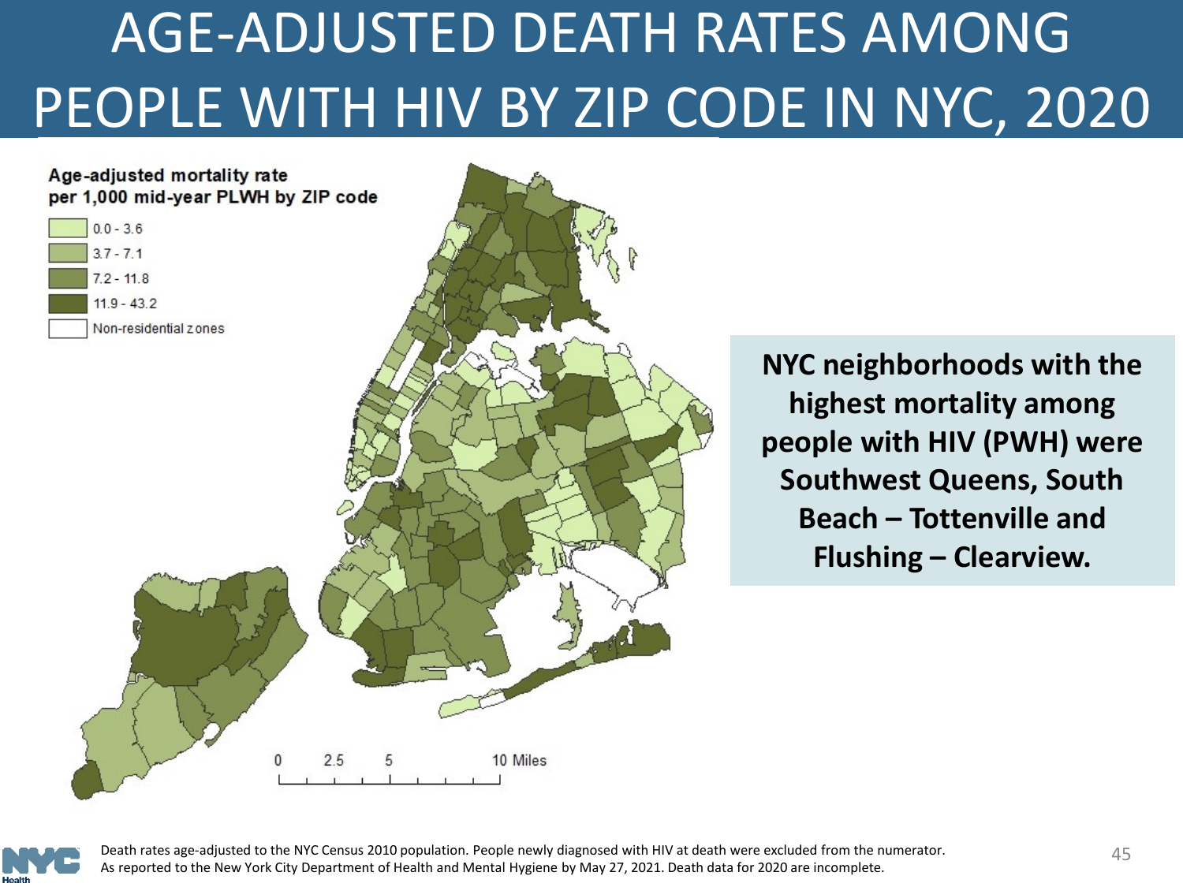# AGE-ADJUSTED DEATH RATES AMONG PEOPLE WITH HIV BY ZIP CODE IN NYC, 2020

Age-adjusted mortality rate per 1,000 mid-year PLWH by ZIP code

- 0.0 - 3.6
- 3.7 - 7.1
- 7.2 - 11.8
- 11.9 - 43.2
- Non-residential zones

0 2.5 5 10 Miles

**NYC neighborhoods with the highest mortality among people with HIV (PWH) were Southwest Queens, South Beach – Tottenville and Flushing – Clearview.**

Death rates age-adjusted to the NYC Census 2010 population. People newly diagnosed with HIV at death were excluded from the numerator.
As reported to the New York City Department of Health and Mental Hygiene by May 27, 2021. Death data for 2020 are incomplete.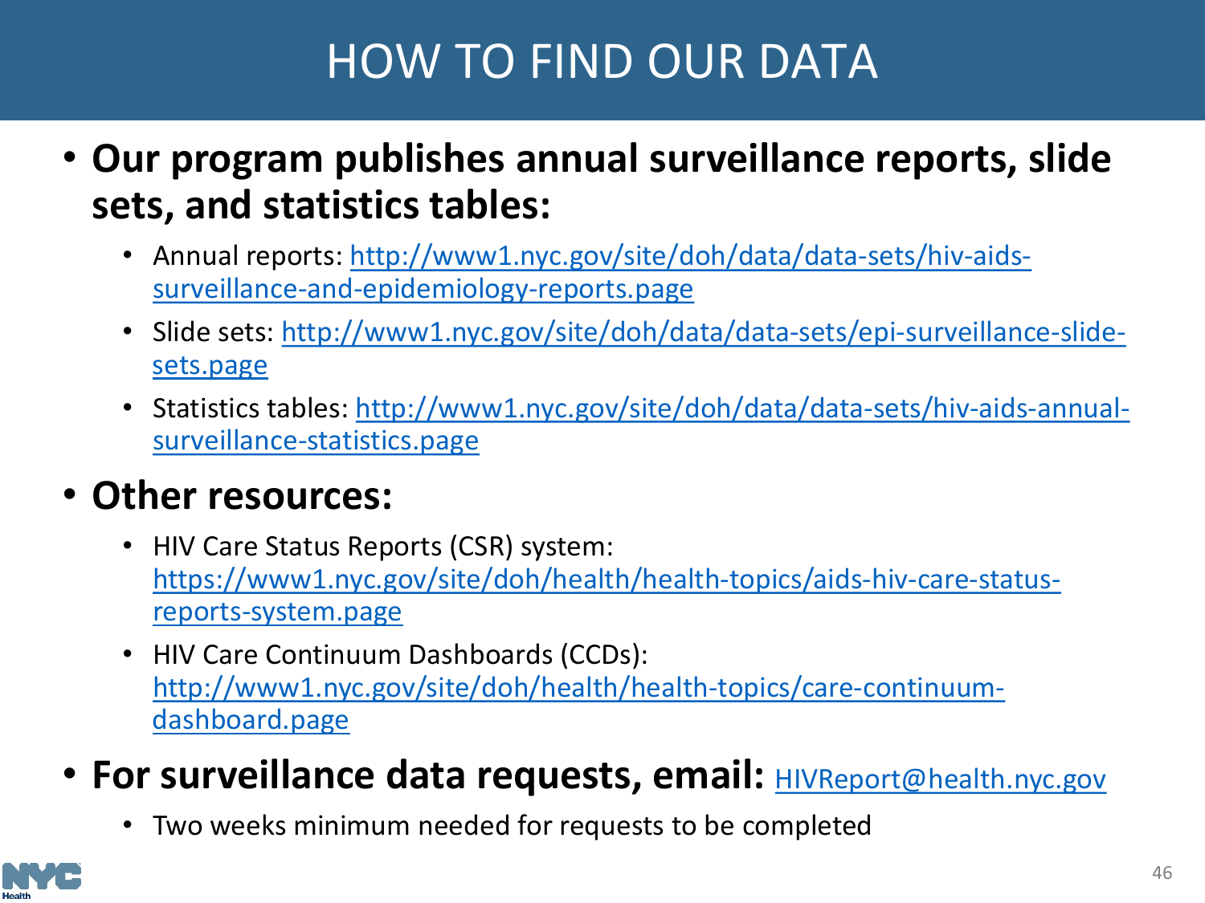# HOW TO FIND OUR DATA

- **Our program publishes annual surveillance reports, slide sets, and statistics tables:**
  - Annual reports: http://www1.nyc.gov/site/doh/data/data-sets/hiv-aids-surveillance-and-epidemiology-reports.page
  - Slide sets: http://www1.nyc.gov/site/doh/data/data-sets/epi-surveillance-slide-sets.page
  - Statistics tables: http://www1.nyc.gov/site/doh/data/data-sets/hiv-aids-annual-surveillance-statistics.page
- **Other resources:**
  - HIV Care Status Reports (CSR) system: https://www1.nyc.gov/site/doh/health/health-topics/aids-hiv-care-status-reports-system.page
  - HIV Care Continuum Dashboards (CCDs): http://www1.nyc.gov/site/doh/health/health-topics/care-continuum-dashboard.page
- **For surveillance data requests, email:** HIVReport@health.nyc.gov
  - Two weeks minimum needed for requests to be completed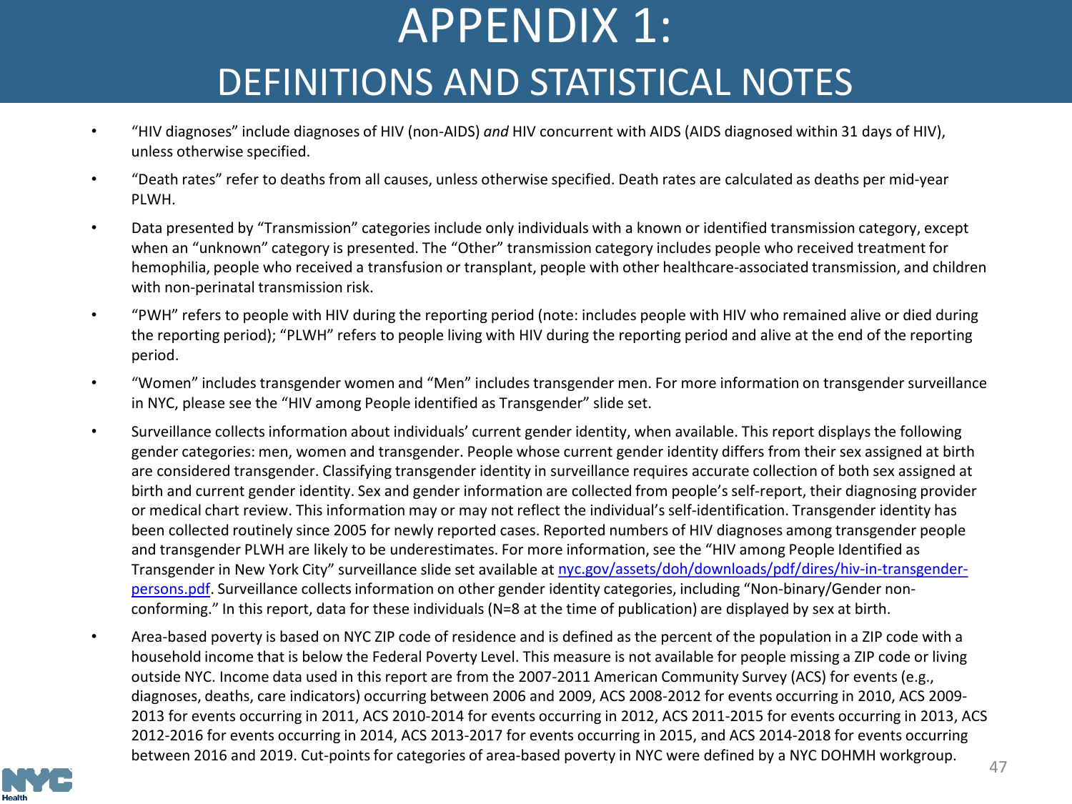# APPENDIX 1:

## DEFINITIONS AND STATISTICAL NOTES

- "HIV diagnoses" include diagnoses of HIV (non-AIDS) *and* HIV concurrent with AIDS (AIDS diagnosed within 31 days of HIV), unless otherwise specified.
- "Death rates" refer to deaths from all causes, unless otherwise specified. Death rates are calculated as deaths per mid-year PLWH.
- Data presented by "Transmission" categories include only individuals with a known or identified transmission category, except when an "unknown" category is presented. The "Other" transmission category includes people who received treatment for hemophilia, people who received a transfusion or transplant, people with other healthcare-associated transmission, and children with non-perinatal transmission risk.
- "PWH" refers to people with HIV during the reporting period (note: includes people with HIV who remained alive or died during the reporting period); "PLWH" refers to people living with HIV during the reporting period and alive at the end of the reporting period.
- "Women" includes transgender women and "Men" includes transgender men. For more information on transgender surveillance in NYC, please see the "HIV among People identified as Transgender" slide set.
- Surveillance collects information about individuals' current gender identity, when available. This report displays the following gender categories: men, women and transgender. People whose current gender identity differs from their sex assigned at birth are considered transgender. Classifying transgender identity in surveillance requires accurate collection of both sex assigned at birth and current gender identity. Sex and gender information are collected from people's self-report, their diagnosing provider or medical chart review. This information may or may not reflect the individual's self-identification. Transgender identity has been collected routinely since 2005 for newly reported cases. Reported numbers of HIV diagnoses among transgender people and transgender PLWH are likely to be underestimates. For more information, see the "HIV among People Identified as Transgender in New York City" surveillance slide set available at [nyc.gov/assets/doh/downloads/pdf/dires/hiv-in-transgender-persons.pdf](nyc.gov/assets/doh/downloads/pdf/dires/hiv-in-transgender-persons.pdf). Surveillance collects information on other gender identity categories, including "Non-binary/Gender non-conforming." In this report, data for these individuals (N=8 at the time of publication) are displayed by sex at birth.
- Area-based poverty is based on NYC ZIP code of residence and is defined as the percent of the population in a ZIP code with a household income that is below the Federal Poverty Level. This measure is not available for people missing a ZIP code or living outside NYC. Income data used in this report are from the 2007-2011 American Community Survey (ACS) for events (e.g., diagnoses, deaths, care indicators) occurring between 2006 and 2009, ACS 2008-2012 for events occurring in 2010, ACS 2009-2013 for events occurring in 2011, ACS 2010-2014 for events occurring in 2012, ACS 2011-2015 for events occurring in 2013, ACS 2012-2016 for events occurring in 2014, ACS 2013-2017 for events occurring in 2015, and ACS 2014-2018 for events occurring between 2016 and 2019. Cut-points for categories of area-based poverty in NYC were defined by a NYC DOHMH workgroup.